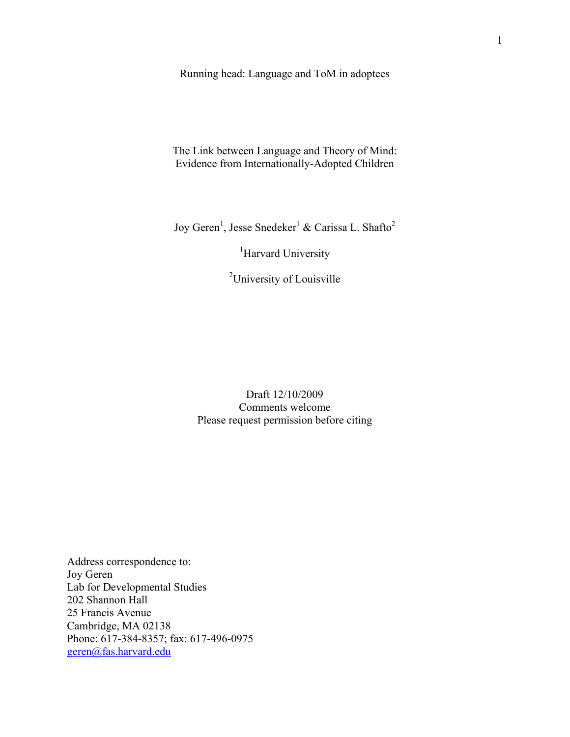Running head: Language and ToM in adoptees

# The Link between Language and Theory of Mind: Evidence from Internationally-Adopted Children

Joy Geren[1], Jesse Snedeker[1] & Carissa L. Shafto[2]

[1]Harvard University

[2]University of Louisville

Draft 12/10/2009
Comments welcome
Please request permission before citing

Address correspondence to:
Joy Geren
Lab for Developmental Studies
202 Shannon Hall
25 Francis Avenue
Cambridge, MA 02138
Phone: 617-384-8357; fax: 617-496-0975
geren@fas.harvard.edu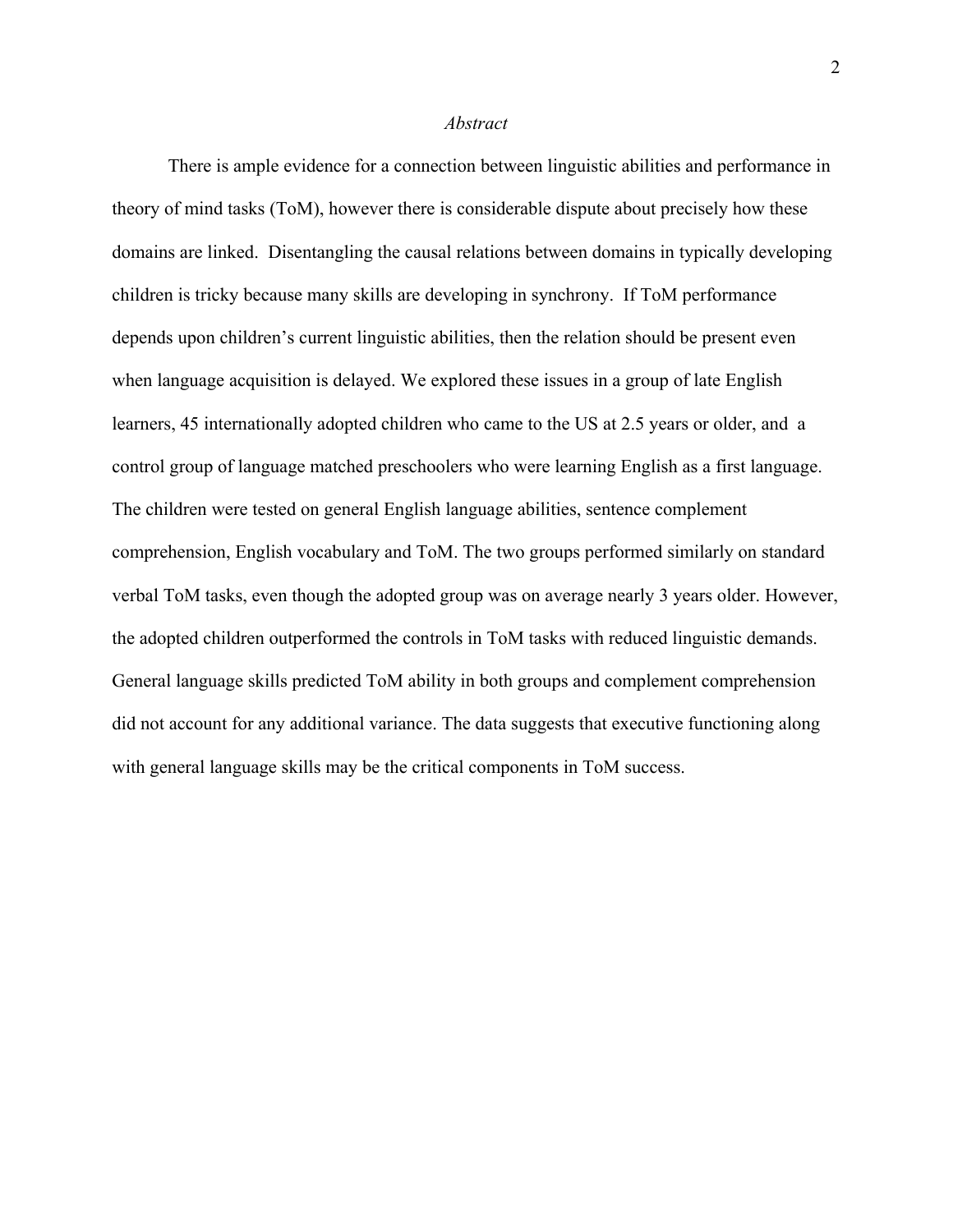*Abstract*

There is ample evidence for a connection between linguistic abilities and performance in theory of mind tasks (ToM), however there is considerable dispute about precisely how these domains are linked. Disentangling the causal relations between domains in typically developing children is tricky because many skills are developing in synchrony. If ToM performance depends upon children's current linguistic abilities, then the relation should be present even when language acquisition is delayed. We explored these issues in a group of late English learners, 45 internationally adopted children who came to the US at 2.5 years or older, and a control group of language matched preschoolers who were learning English as a first language. The children were tested on general English language abilities, sentence complement comprehension, English vocabulary and ToM. The two groups performed similarly on standard verbal ToM tasks, even though the adopted group was on average nearly 3 years older. However, the adopted children outperformed the controls in ToM tasks with reduced linguistic demands. General language skills predicted ToM ability in both groups and complement comprehension did not account for any additional variance. The data suggests that executive functioning along with general language skills may be the critical components in ToM success.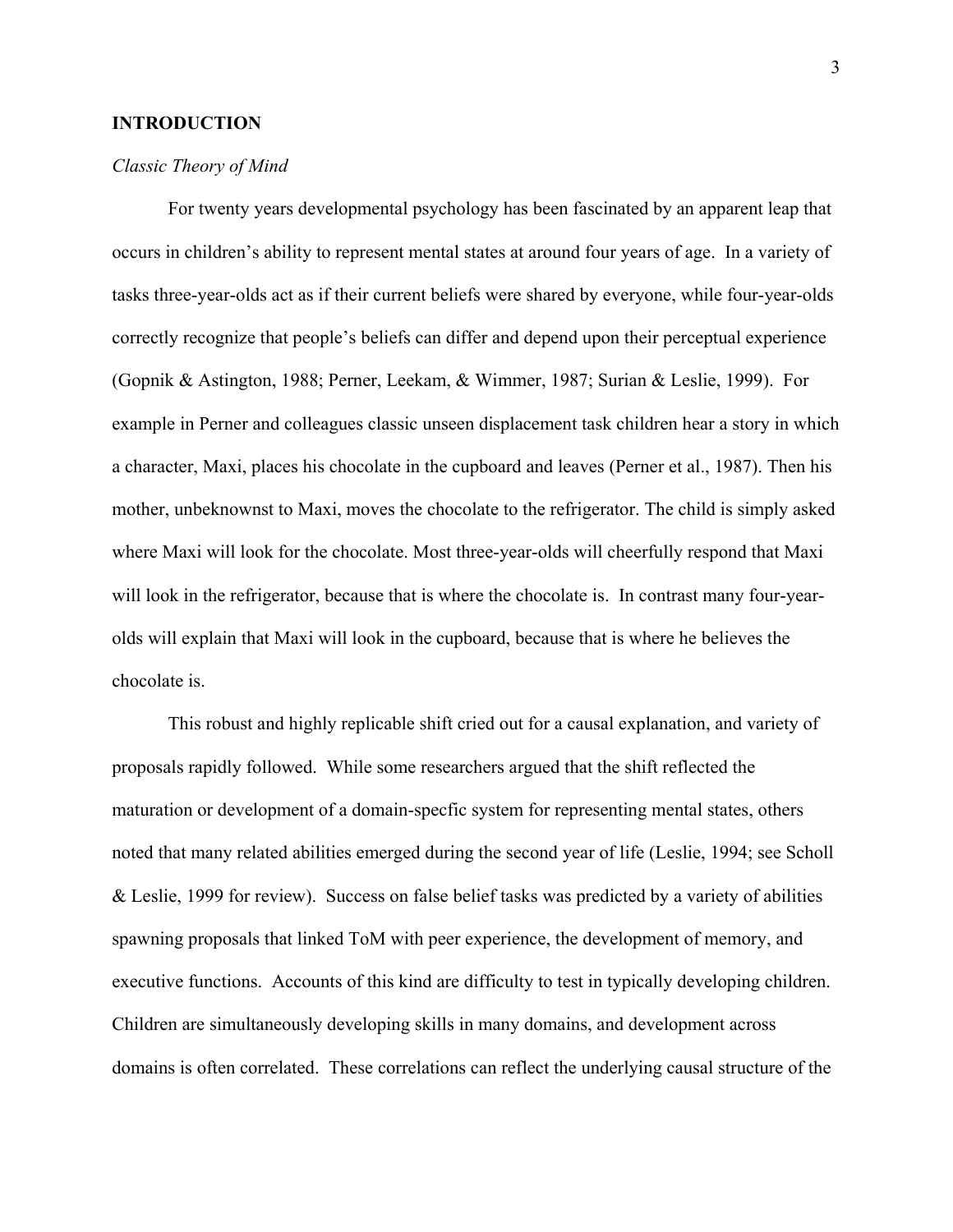**INTRODUCTION**

*Classic Theory of Mind*

For twenty years developmental psychology has been fascinated by an apparent leap that occurs in children's ability to represent mental states at around four years of age. In a variety of tasks three-year-olds act as if their current beliefs were shared by everyone, while four-year-olds correctly recognize that people's beliefs can differ and depend upon their perceptual experience (Gopnik & Astington, 1988; Perner, Leekam, & Wimmer, 1987; Surian & Leslie, 1999). For example in Perner and colleagues classic unseen displacement task children hear a story in which a character, Maxi, places his chocolate in the cupboard and leaves (Perner et al., 1987). Then his mother, unbeknownst to Maxi, moves the chocolate to the refrigerator. The child is simply asked where Maxi will look for the chocolate. Most three-year-olds will cheerfully respond that Maxi will look in the refrigerator, because that is where the chocolate is. In contrast many four-year-olds will explain that Maxi will look in the cupboard, because that is where he believes the chocolate is.

This robust and highly replicable shift cried out for a causal explanation, and variety of proposals rapidly followed. While some researchers argued that the shift reflected the maturation or development of a domain-specfic system for representing mental states, others noted that many related abilities emerged during the second year of life (Leslie, 1994; see Scholl & Leslie, 1999 for review). Success on false belief tasks was predicted by a variety of abilities spawning proposals that linked ToM with peer experience, the development of memory, and executive functions. Accounts of this kind are difficulty to test in typically developing children. Children are simultaneously developing skills in many domains, and development across domains is often correlated. These correlations can reflect the underlying causal structure of the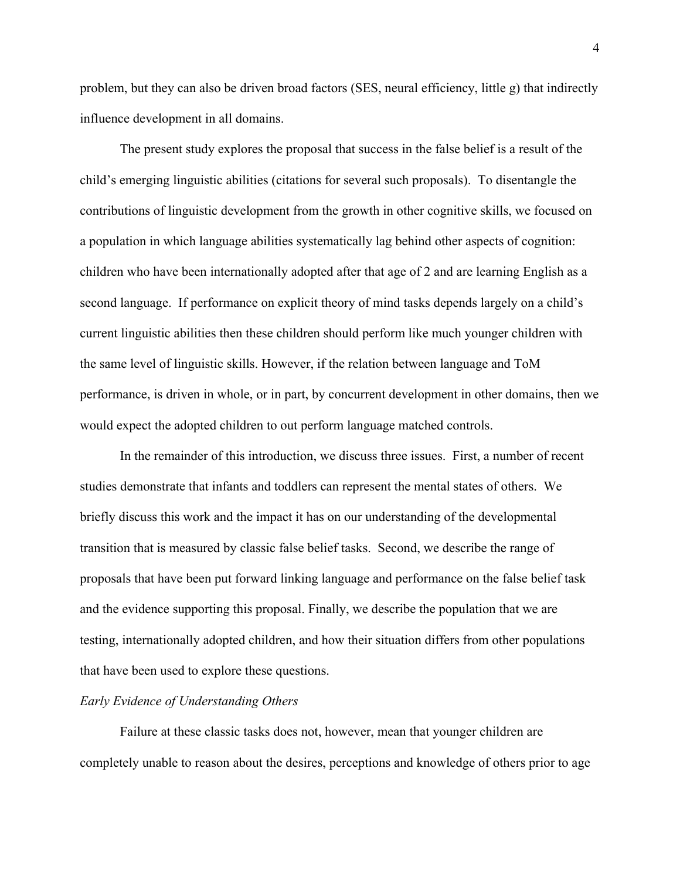problem, but they can also be driven broad factors (SES, neural efficiency, little g) that indirectly influence development in all domains.

The present study explores the proposal that success in the false belief is a result of the child's emerging linguistic abilities (citations for several such proposals). To disentangle the contributions of linguistic development from the growth in other cognitive skills, we focused on a population in which language abilities systematically lag behind other aspects of cognition: children who have been internationally adopted after that age of 2 and are learning English as a second language. If performance on explicit theory of mind tasks depends largely on a child's current linguistic abilities then these children should perform like much younger children with the same level of linguistic skills. However, if the relation between language and ToM performance, is driven in whole, or in part, by concurrent development in other domains, then we would expect the adopted children to out perform language matched controls.

In the remainder of this introduction, we discuss three issues. First, a number of recent studies demonstrate that infants and toddlers can represent the mental states of others. We briefly discuss this work and the impact it has on our understanding of the developmental transition that is measured by classic false belief tasks. Second, we describe the range of proposals that have been put forward linking language and performance on the false belief task and the evidence supporting this proposal. Finally, we describe the population that we are testing, internationally adopted children, and how their situation differs from other populations that have been used to explore these questions.

*Early Evidence of Understanding Others*

Failure at these classic tasks does not, however, mean that younger children are completely unable to reason about the desires, perceptions and knowledge of others prior to age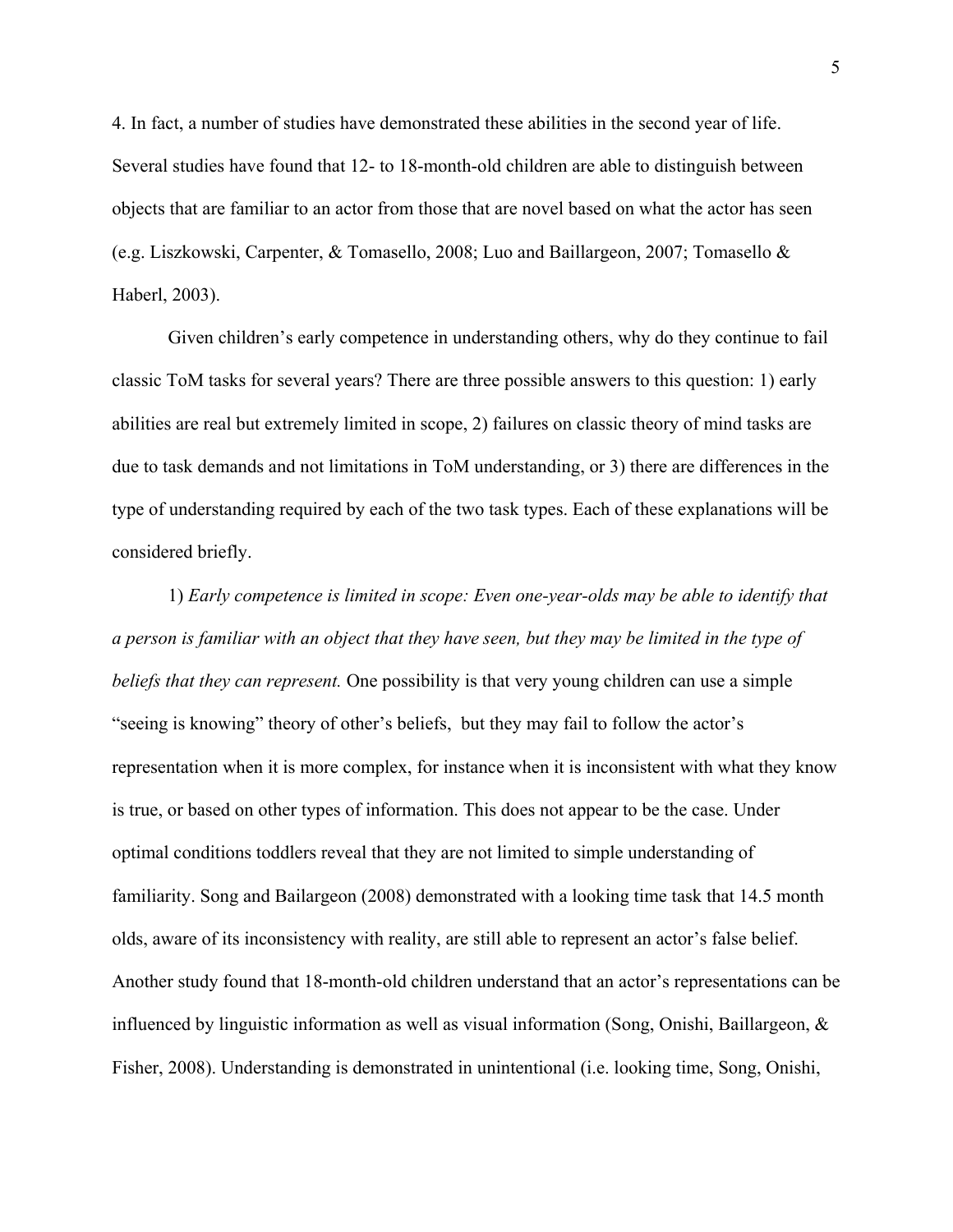4. In fact, a number of studies have demonstrated these abilities in the second year of life. Several studies have found that 12- to 18-month-old children are able to distinguish between objects that are familiar to an actor from those that are novel based on what the actor has seen (e.g. Liszkowski, Carpenter, & Tomasello, 2008; Luo and Baillargeon, 2007; Tomasello & Haberl, 2003).

Given children's early competence in understanding others, why do they continue to fail classic ToM tasks for several years? There are three possible answers to this question: 1) early abilities are real but extremely limited in scope, 2) failures on classic theory of mind tasks are due to task demands and not limitations in ToM understanding, or 3) there are differences in the type of understanding required by each of the two task types. Each of these explanations will be considered briefly.

1) *Early competence is limited in scope: Even one-year-olds may be able to identify that a person is familiar with an object that they have seen, but they may be limited in the type of beliefs that they can represent.* One possibility is that very young children can use a simple "seeing is knowing" theory of other's beliefs, but they may fail to follow the actor's representation when it is more complex, for instance when it is inconsistent with what they know is true, or based on other types of information. This does not appear to be the case. Under optimal conditions toddlers reveal that they are not limited to simple understanding of familiarity. Song and Bailargeon (2008) demonstrated with a looking time task that 14.5 month olds, aware of its inconsistency with reality, are still able to represent an actor's false belief. Another study found that 18-month-old children understand that an actor's representations can be influenced by linguistic information as well as visual information (Song, Onishi, Baillargeon, & Fisher, 2008). Understanding is demonstrated in unintentional (i.e. looking time, Song, Onishi,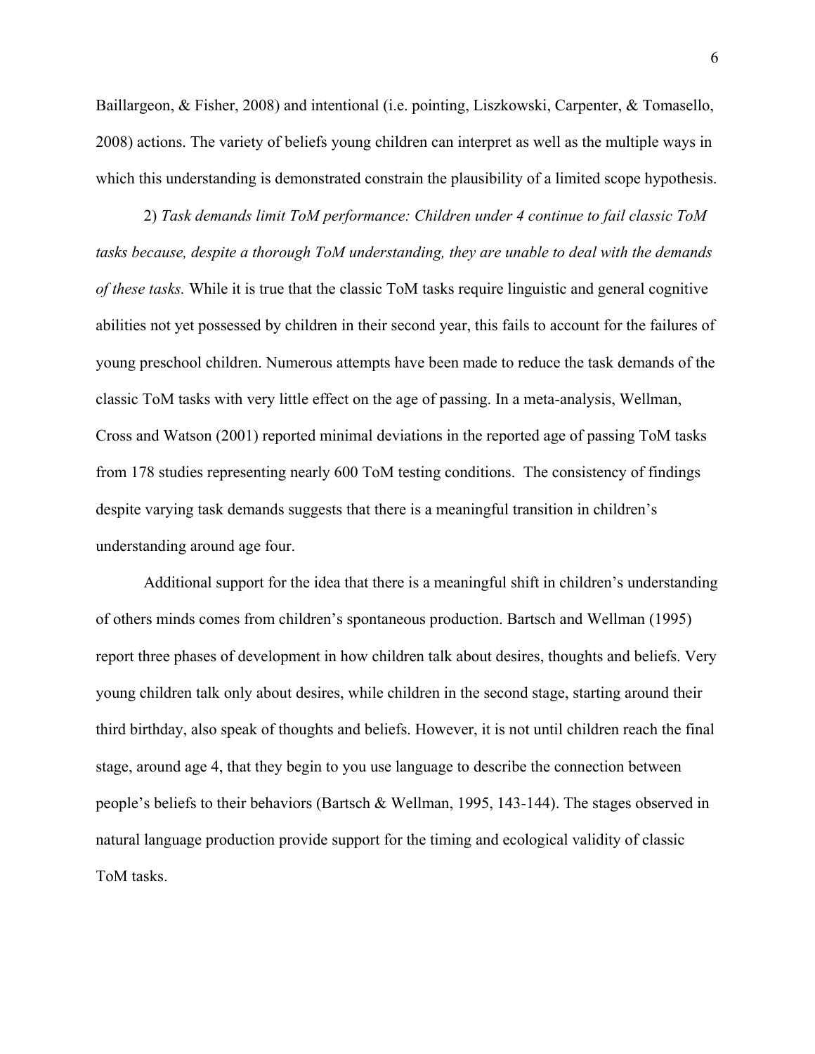Baillargeon, & Fisher, 2008) and intentional (i.e. pointing, Liszkowski, Carpenter, & Tomasello, 2008) actions. The variety of beliefs young children can interpret as well as the multiple ways in which this understanding is demonstrated constrain the plausibility of a limited scope hypothesis.

2) *Task demands limit ToM performance: Children under 4 continue to fail classic ToM tasks because, despite a thorough ToM understanding, they are unable to deal with the demands of these tasks.* While it is true that the classic ToM tasks require linguistic and general cognitive abilities not yet possessed by children in their second year, this fails to account for the failures of young preschool children. Numerous attempts have been made to reduce the task demands of the classic ToM tasks with very little effect on the age of passing. In a meta-analysis, Wellman, Cross and Watson (2001) reported minimal deviations in the reported age of passing ToM tasks from 178 studies representing nearly 600 ToM testing conditions. The consistency of findings despite varying task demands suggests that there is a meaningful transition in children's understanding around age four.

Additional support for the idea that there is a meaningful shift in children's understanding of others minds comes from children's spontaneous production. Bartsch and Wellman (1995) report three phases of development in how children talk about desires, thoughts and beliefs. Very young children talk only about desires, while children in the second stage, starting around their third birthday, also speak of thoughts and beliefs. However, it is not until children reach the final stage, around age 4, that they begin to you use language to describe the connection between people's beliefs to their behaviors (Bartsch & Wellman, 1995, 143-144). The stages observed in natural language production provide support for the timing and ecological validity of classic ToM tasks.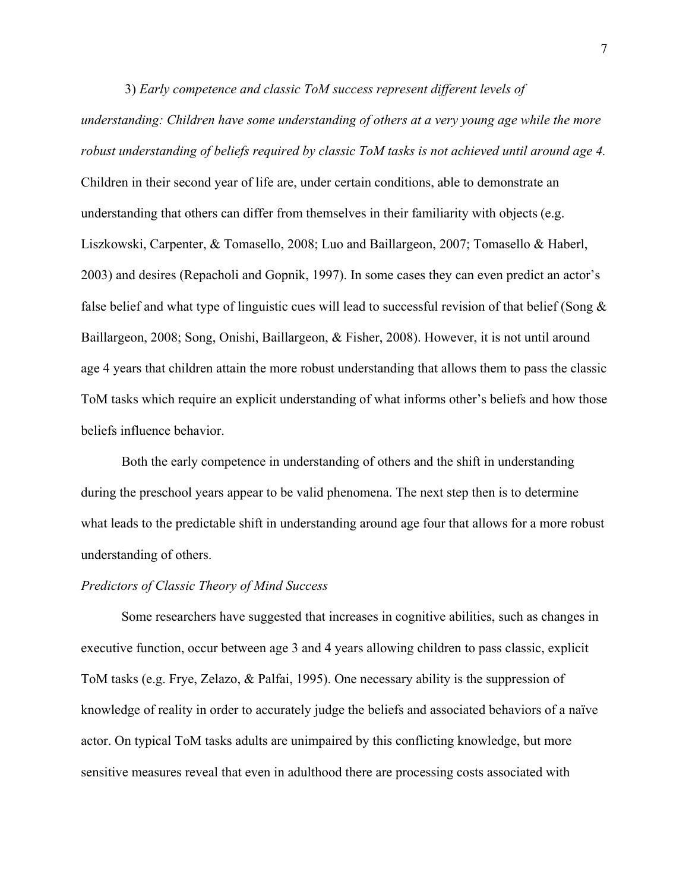3) *Early competence and classic ToM success represent different levels of understanding: Children have some understanding of others at a very young age while the more robust understanding of beliefs required by classic ToM tasks is not achieved until around age 4.* Children in their second year of life are, under certain conditions, able to demonstrate an understanding that others can differ from themselves in their familiarity with objects (e.g. Liszkowski, Carpenter, & Tomasello, 2008; Luo and Baillargeon, 2007; Tomasello & Haberl, 2003) and desires (Repacholi and Gopnik, 1997). In some cases they can even predict an actor's false belief and what type of linguistic cues will lead to successful revision of that belief (Song & Baillargeon, 2008; Song, Onishi, Baillargeon, & Fisher, 2008). However, it is not until around age 4 years that children attain the more robust understanding that allows them to pass the classic ToM tasks which require an explicit understanding of what informs other's beliefs and how those beliefs influence behavior.

Both the early competence in understanding of others and the shift in understanding during the preschool years appear to be valid phenomena. The next step then is to determine what leads to the predictable shift in understanding around age four that allows for a more robust understanding of others.

*Predictors of Classic Theory of Mind Success*

Some researchers have suggested that increases in cognitive abilities, such as changes in executive function, occur between age 3 and 4 years allowing children to pass classic, explicit ToM tasks (e.g. Frye, Zelazo, & Palfai, 1995). One necessary ability is the suppression of knowledge of reality in order to accurately judge the beliefs and associated behaviors of a naïve actor. On typical ToM tasks adults are unimpaired by this conflicting knowledge, but more sensitive measures reveal that even in adulthood there are processing costs associated with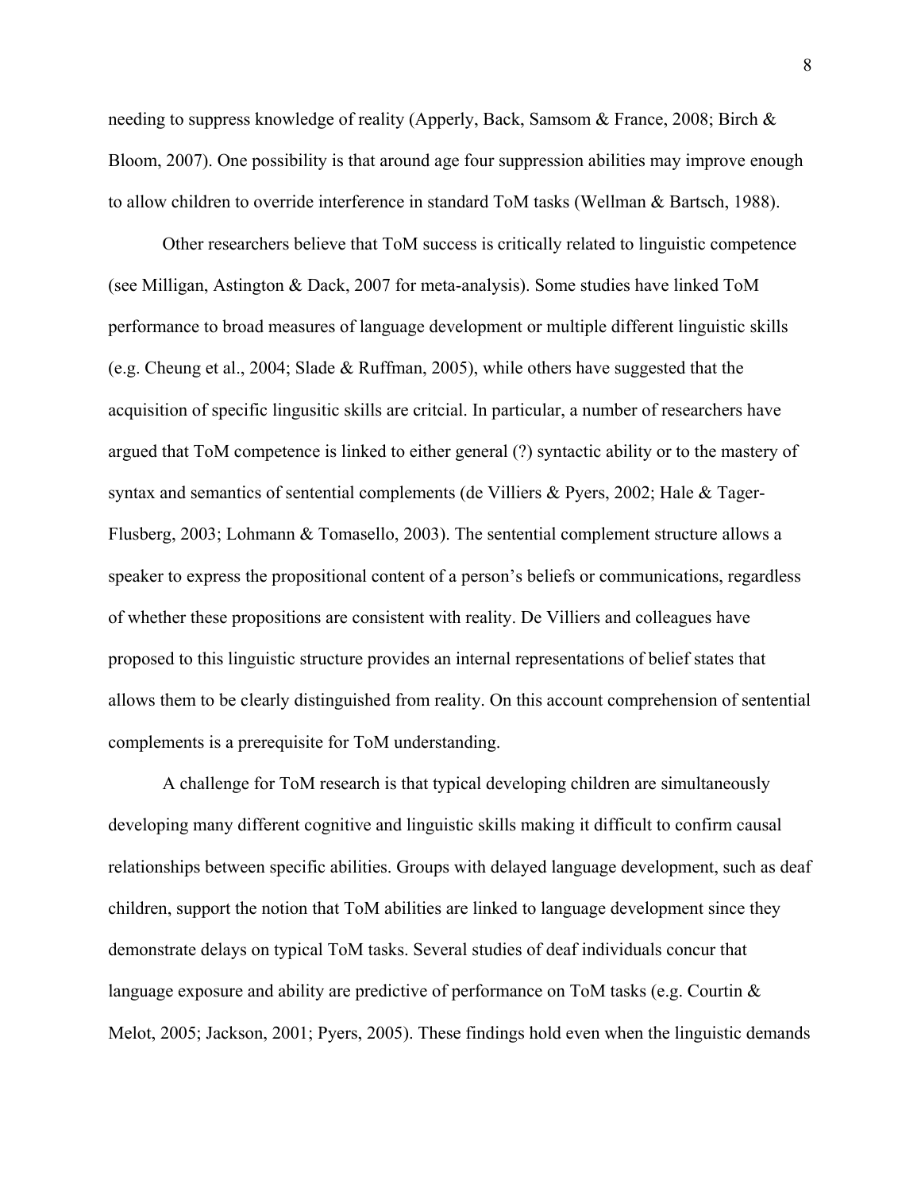needing to suppress knowledge of reality (Apperly, Back, Samsom & France, 2008; Birch & Bloom, 2007). One possibility is that around age four suppression abilities may improve enough to allow children to override interference in standard ToM tasks (Wellman & Bartsch, 1988).

Other researchers believe that ToM success is critically related to linguistic competence (see Milligan, Astington & Dack, 2007 for meta-analysis). Some studies have linked ToM performance to broad measures of language development or multiple different linguistic skills (e.g. Cheung et al., 2004; Slade & Ruffman, 2005), while others have suggested that the acquisition of specific lingusitic skills are critcial. In particular, a number of researchers have argued that ToM competence is linked to either general (?) syntactic ability or to the mastery of syntax and semantics of sentential complements (de Villiers & Pyers, 2002; Hale & Tager-Flusberg, 2003; Lohmann & Tomasello, 2003). The sentential complement structure allows a speaker to express the propositional content of a person's beliefs or communications, regardless of whether these propositions are consistent with reality. De Villiers and colleagues have proposed to this linguistic structure provides an internal representations of belief states that allows them to be clearly distinguished from reality. On this account comprehension of sentential complements is a prerequisite for ToM understanding.

A challenge for ToM research is that typical developing children are simultaneously developing many different cognitive and linguistic skills making it difficult to confirm causal relationships between specific abilities. Groups with delayed language development, such as deaf children, support the notion that ToM abilities are linked to language development since they demonstrate delays on typical ToM tasks. Several studies of deaf individuals concur that language exposure and ability are predictive of performance on ToM tasks (e.g. Courtin & Melot, 2005; Jackson, 2001; Pyers, 2005). These findings hold even when the linguistic demands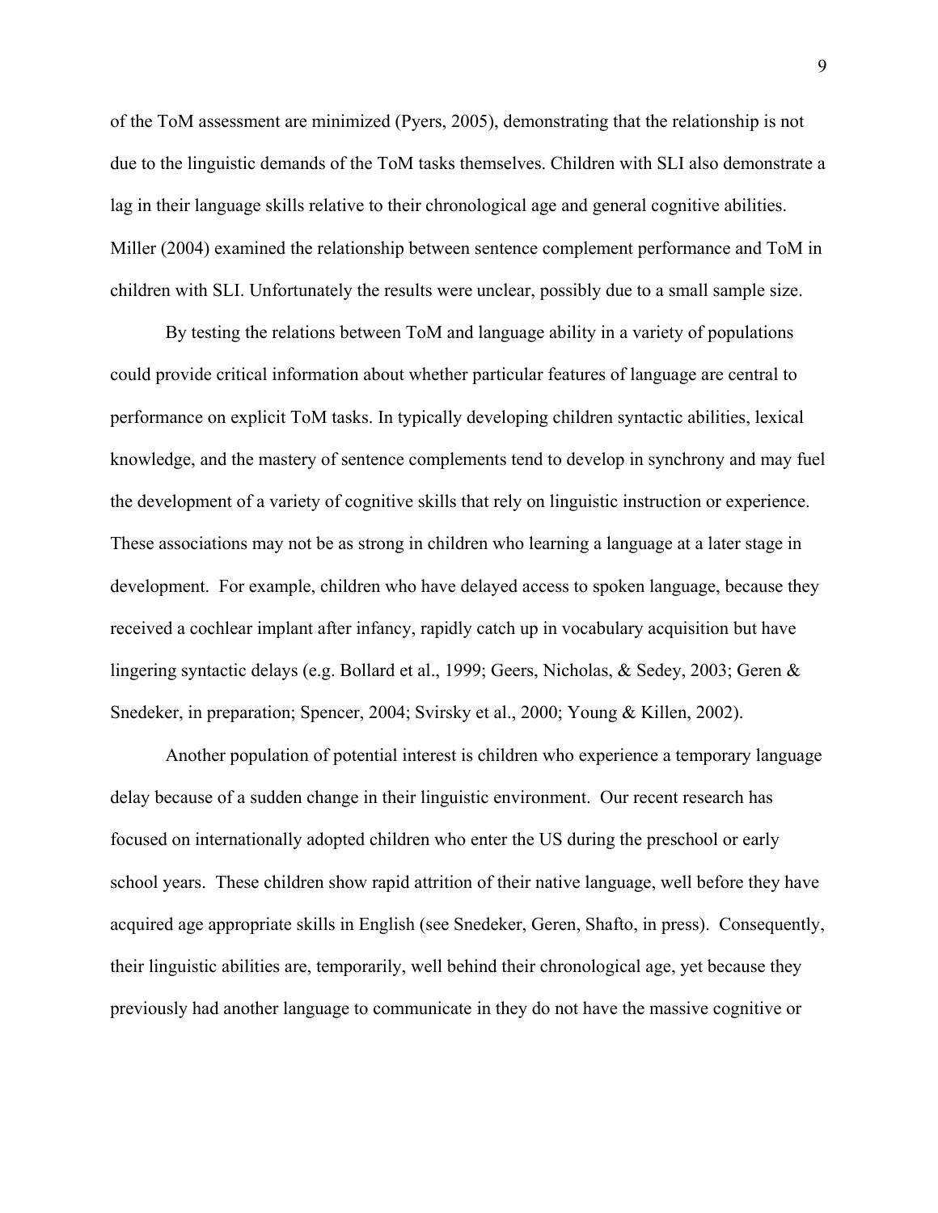of the ToM assessment are minimized (Pyers, 2005), demonstrating that the relationship is not due to the linguistic demands of the ToM tasks themselves. Children with SLI also demonstrate a lag in their language skills relative to their chronological age and general cognitive abilities. Miller (2004) examined the relationship between sentence complement performance and ToM in children with SLI. Unfortunately the results were unclear, possibly due to a small sample size.

By testing the relations between ToM and language ability in a variety of populations could provide critical information about whether particular features of language are central to performance on explicit ToM tasks. In typically developing children syntactic abilities, lexical knowledge, and the mastery of sentence complements tend to develop in synchrony and may fuel the development of a variety of cognitive skills that rely on linguistic instruction or experience. These associations may not be as strong in children who learning a language at a later stage in development. For example, children who have delayed access to spoken language, because they received a cochlear implant after infancy, rapidly catch up in vocabulary acquisition but have lingering syntactic delays (e.g. Bollard et al., 1999; Geers, Nicholas, & Sedey, 2003; Geren & Snedeker, in preparation; Spencer, 2004; Svirsky et al., 2000; Young & Killen, 2002).

Another population of potential interest is children who experience a temporary language delay because of a sudden change in their linguistic environment. Our recent research has focused on internationally adopted children who enter the US during the preschool or early school years. These children show rapid attrition of their native language, well before they have acquired age appropriate skills in English (see Snedeker, Geren, Shafto, in press). Consequently, their linguistic abilities are, temporarily, well behind their chronological age, yet because they previously had another language to communicate in they do not have the massive cognitive or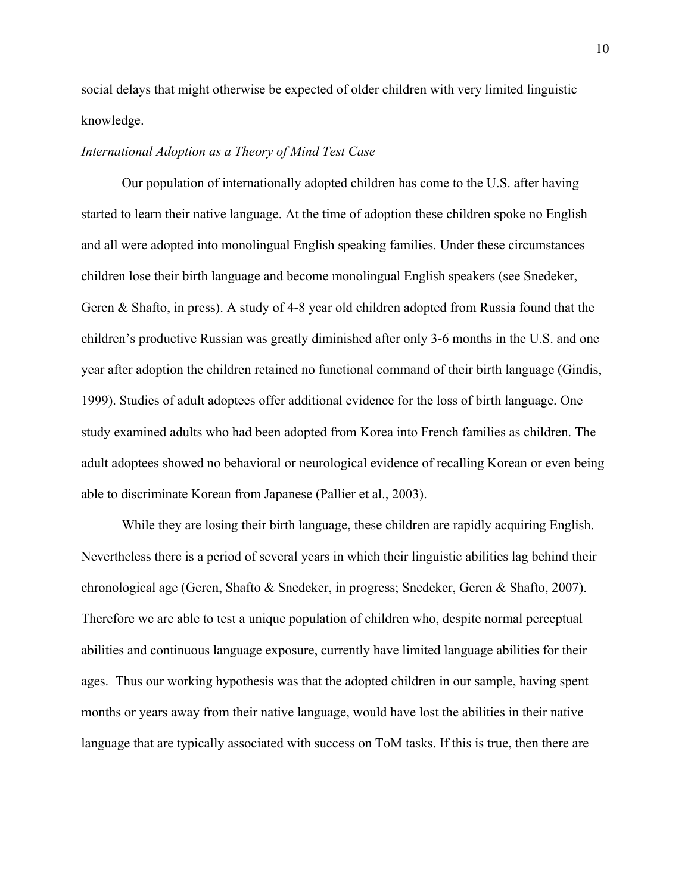social delays that might otherwise be expected of older children with very limited linguistic knowledge.

*International Adoption as a Theory of Mind Test Case*

Our population of internationally adopted children has come to the U.S. after having started to learn their native language. At the time of adoption these children spoke no English and all were adopted into monolingual English speaking families. Under these circumstances children lose their birth language and become monolingual English speakers (see Snedeker, Geren & Shafto, in press). A study of 4-8 year old children adopted from Russia found that the children's productive Russian was greatly diminished after only 3-6 months in the U.S. and one year after adoption the children retained no functional command of their birth language (Gindis, 1999). Studies of adult adoptees offer additional evidence for the loss of birth language. One study examined adults who had been adopted from Korea into French families as children. The adult adoptees showed no behavioral or neurological evidence of recalling Korean or even being able to discriminate Korean from Japanese (Pallier et al., 2003).

While they are losing their birth language, these children are rapidly acquiring English. Nevertheless there is a period of several years in which their linguistic abilities lag behind their chronological age (Geren, Shafto & Snedeker, in progress; Snedeker, Geren & Shafto, 2007). Therefore we are able to test a unique population of children who, despite normal perceptual abilities and continuous language exposure, currently have limited language abilities for their ages. Thus our working hypothesis was that the adopted children in our sample, having spent months or years away from their native language, would have lost the abilities in their native language that are typically associated with success on ToM tasks. If this is true, then there are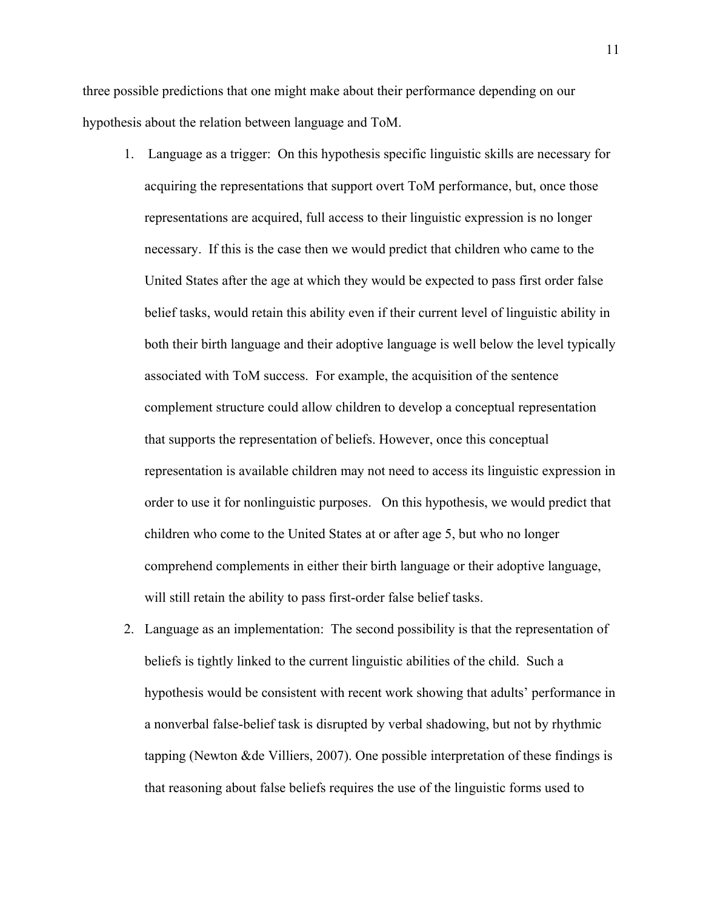three possible predictions that one might make about their performance depending on our hypothesis about the relation between language and ToM.

1. Language as a trigger: On this hypothesis specific linguistic skills are necessary for acquiring the representations that support overt ToM performance, but, once those representations are acquired, full access to their linguistic expression is no longer necessary. If this is the case then we would predict that children who came to the United States after the age at which they would be expected to pass first order false belief tasks, would retain this ability even if their current level of linguistic ability in both their birth language and their adoptive language is well below the level typically associated with ToM success. For example, the acquisition of the sentence complement structure could allow children to develop a conceptual representation that supports the representation of beliefs. However, once this conceptual representation is available children may not need to access its linguistic expression in order to use it for nonlinguistic purposes. On this hypothesis, we would predict that children who come to the United States at or after age 5, but who no longer comprehend complements in either their birth language or their adoptive language, will still retain the ability to pass first-order false belief tasks.
2. Language as an implementation: The second possibility is that the representation of beliefs is tightly linked to the current linguistic abilities of the child. Such a hypothesis would be consistent with recent work showing that adults' performance in a nonverbal false-belief task is disrupted by verbal shadowing, but not by rhythmic tapping (Newton &de Villiers, 2007). One possible interpretation of these findings is that reasoning about false beliefs requires the use of the linguistic forms used to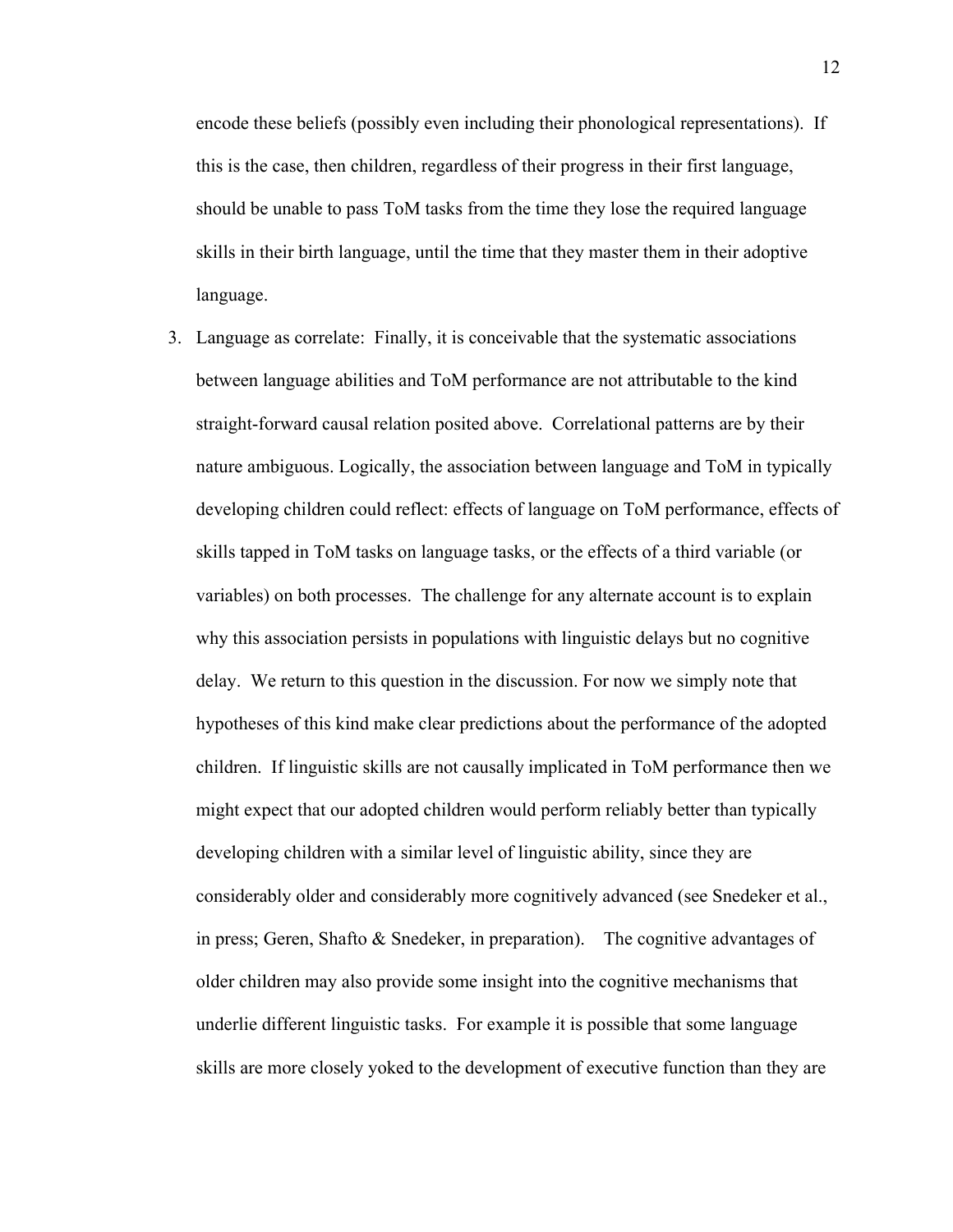encode these beliefs (possibly even including their phonological representations). If this is the case, then children, regardless of their progress in their first language, should be unable to pass ToM tasks from the time they lose the required language skills in their birth language, until the time that they master them in their adoptive language.

3. Language as correlate: Finally, it is conceivable that the systematic associations between language abilities and ToM performance are not attributable to the kind straight-forward causal relation posited above. Correlational patterns are by their nature ambiguous. Logically, the association between language and ToM in typically developing children could reflect: effects of language on ToM performance, effects of skills tapped in ToM tasks on language tasks, or the effects of a third variable (or variables) on both processes. The challenge for any alternate account is to explain why this association persists in populations with linguistic delays but no cognitive delay. We return to this question in the discussion. For now we simply note that hypotheses of this kind make clear predictions about the performance of the adopted children. If linguistic skills are not causally implicated in ToM performance then we might expect that our adopted children would perform reliably better than typically developing children with a similar level of linguistic ability, since they are considerably older and considerably more cognitively advanced (see Snedeker et al., in press; Geren, Shafto & Snedeker, in preparation). The cognitive advantages of older children may also provide some insight into the cognitive mechanisms that underlie different linguistic tasks. For example it is possible that some language skills are more closely yoked to the development of executive function than they are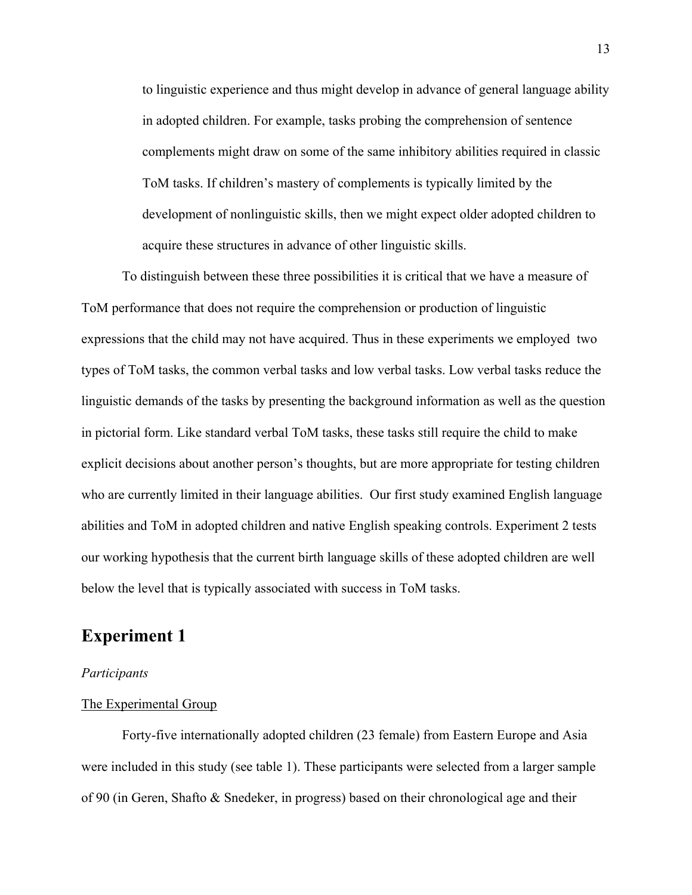to linguistic experience and thus might develop in advance of general language ability in adopted children. For example, tasks probing the comprehension of sentence complements might draw on some of the same inhibitory abilities required in classic ToM tasks. If children's mastery of complements is typically limited by the development of nonlinguistic skills, then we might expect older adopted children to acquire these structures in advance of other linguistic skills.

To distinguish between these three possibilities it is critical that we have a measure of ToM performance that does not require the comprehension or production of linguistic expressions that the child may not have acquired. Thus in these experiments we employed two types of ToM tasks, the common verbal tasks and low verbal tasks. Low verbal tasks reduce the linguistic demands of the tasks by presenting the background information as well as the question in pictorial form. Like standard verbal ToM tasks, these tasks still require the child to make explicit decisions about another person's thoughts, but are more appropriate for testing children who are currently limited in their language abilities. Our first study examined English language abilities and ToM in adopted children and native English speaking controls. Experiment 2 tests our working hypothesis that the current birth language skills of these adopted children are well below the level that is typically associated with success in ToM tasks.

# Experiment 1

*Participants*

The Experimental Group

Forty-five internationally adopted children (23 female) from Eastern Europe and Asia were included in this study (see table 1). These participants were selected from a larger sample of 90 (in Geren, Shafto & Snedeker, in progress) based on their chronological age and their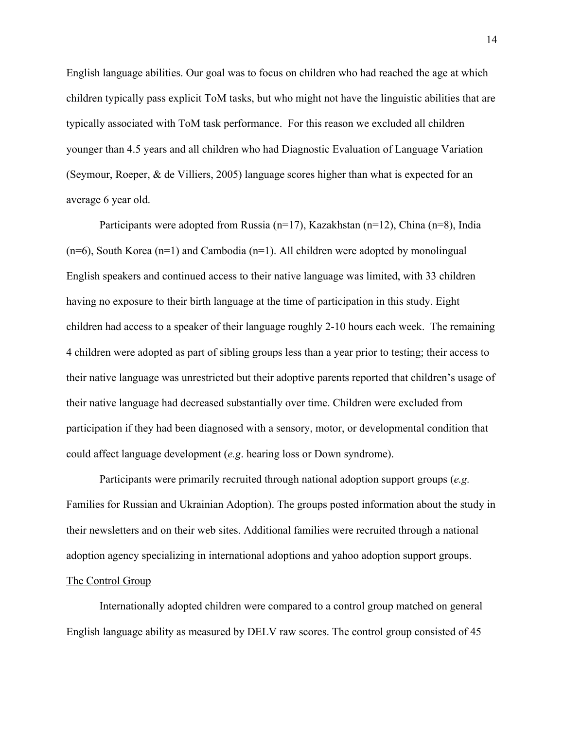English language abilities. Our goal was to focus on children who had reached the age at which children typically pass explicit ToM tasks, but who might not have the linguistic abilities that are typically associated with ToM task performance. For this reason we excluded all children younger than 4.5 years and all children who had Diagnostic Evaluation of Language Variation (Seymour, Roeper, & de Villiers, 2005) language scores higher than what is expected for an average 6 year old.

Participants were adopted from Russia (n=17), Kazakhstan (n=12), China (n=8), India (n=6), South Korea (n=1) and Cambodia (n=1). All children were adopted by monolingual English speakers and continued access to their native language was limited, with 33 children having no exposure to their birth language at the time of participation in this study. Eight children had access to a speaker of their language roughly 2-10 hours each week. The remaining 4 children were adopted as part of sibling groups less than a year prior to testing; their access to their native language was unrestricted but their adoptive parents reported that children's usage of their native language had decreased substantially over time. Children were excluded from participation if they had been diagnosed with a sensory, motor, or developmental condition that could affect language development (*e.g*. hearing loss or Down syndrome).

Participants were primarily recruited through national adoption support groups (*e.g.* Families for Russian and Ukrainian Adoption). The groups posted information about the study in their newsletters and on their web sites. Additional families were recruited through a national adoption agency specializing in international adoptions and yahoo adoption support groups.

<u>The Control Group</u>

Internationally adopted children were compared to a control group matched on general English language ability as measured by DELV raw scores. The control group consisted of 45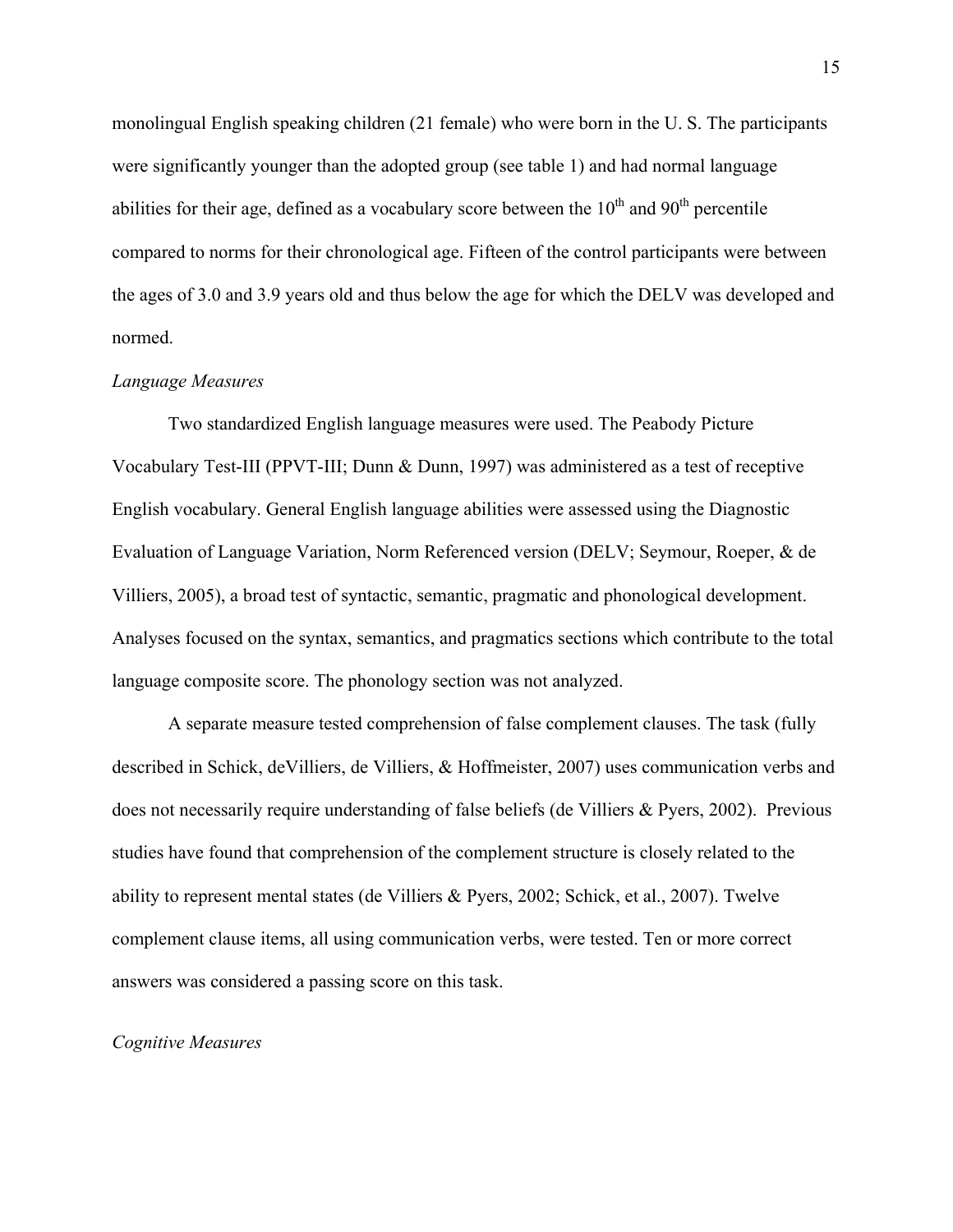monolingual English speaking children (21 female) who were born in the U. S. The participants were significantly younger than the adopted group (see table 1) and had normal language abilities for their age, defined as a vocabulary score between the $10^{th}$ and $90^{th}$ percentile compared to norms for their chronological age. Fifteen of the control participants were between the ages of 3.0 and 3.9 years old and thus below the age for which the DELV was developed and normed.

*Language Measures*

Two standardized English language measures were used. The Peabody Picture Vocabulary Test-III (PPVT-III; Dunn & Dunn, 1997) was administered as a test of receptive English vocabulary. General English language abilities were assessed using the Diagnostic Evaluation of Language Variation, Norm Referenced version (DELV; Seymour, Roeper, & de Villiers, 2005), a broad test of syntactic, semantic, pragmatic and phonological development. Analyses focused on the syntax, semantics, and pragmatics sections which contribute to the total language composite score. The phonology section was not analyzed.

A separate measure tested comprehension of false complement clauses. The task (fully described in Schick, deVilliers, de Villiers, & Hoffmeister, 2007) uses communication verbs and does not necessarily require understanding of false beliefs (de Villiers & Pyers, 2002). Previous studies have found that comprehension of the complement structure is closely related to the ability to represent mental states (de Villiers & Pyers, 2002; Schick, et al., 2007). Twelve complement clause items, all using communication verbs, were tested. Ten or more correct answers was considered a passing score on this task.

*Cognitive Measures*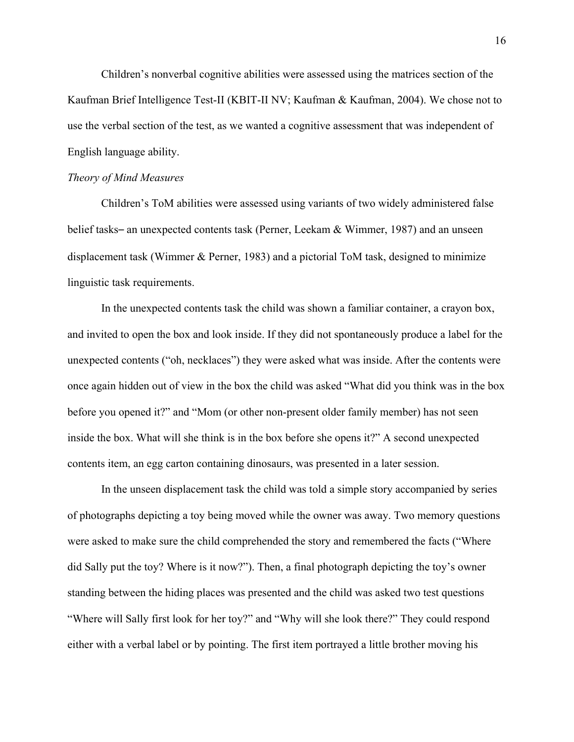Children's nonverbal cognitive abilities were assessed using the matrices section of the Kaufman Brief Intelligence Test-II (KBIT-II NV; Kaufman & Kaufman, 2004). We chose not to use the verbal section of the test, as we wanted a cognitive assessment that was independent of English language ability.

*Theory of Mind Measures*

Children's ToM abilities were assessed using variants of two widely administered false belief tasks– an unexpected contents task (Perner, Leekam & Wimmer, 1987) and an unseen displacement task (Wimmer & Perner, 1983) and a pictorial ToM task, designed to minimize linguistic task requirements.

In the unexpected contents task the child was shown a familiar container, a crayon box, and invited to open the box and look inside. If they did not spontaneously produce a label for the unexpected contents ("oh, necklaces") they were asked what was inside. After the contents were once again hidden out of view in the box the child was asked "What did you think was in the box before you opened it?" and "Mom (or other non-present older family member) has not seen inside the box. What will she think is in the box before she opens it?" A second unexpected contents item, an egg carton containing dinosaurs, was presented in a later session.

In the unseen displacement task the child was told a simple story accompanied by series of photographs depicting a toy being moved while the owner was away. Two memory questions were asked to make sure the child comprehended the story and remembered the facts ("Where did Sally put the toy? Where is it now?"). Then, a final photograph depicting the toy's owner standing between the hiding places was presented and the child was asked two test questions "Where will Sally first look for her toy?" and "Why will she look there?" They could respond either with a verbal label or by pointing. The first item portrayed a little brother moving his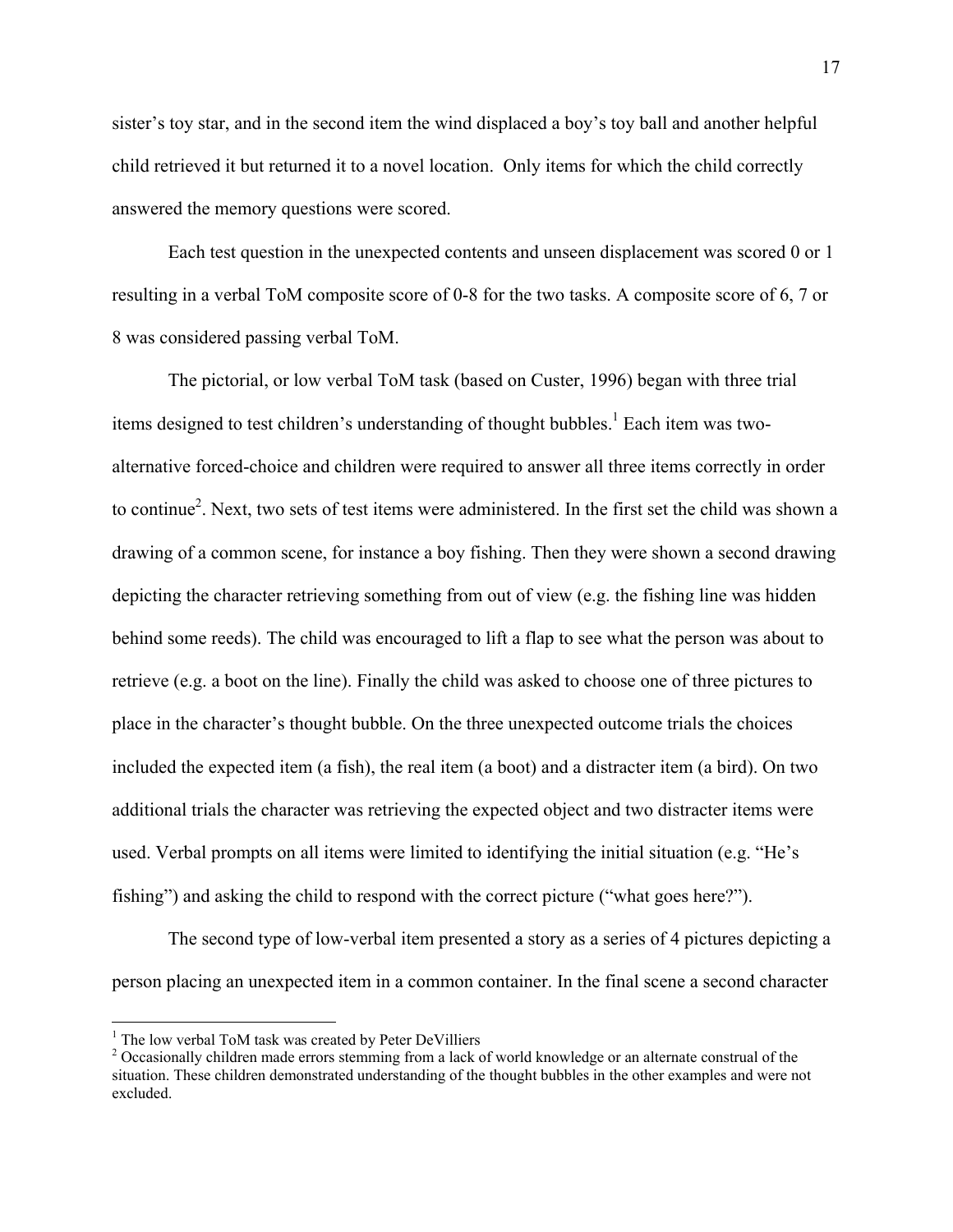sister's toy star, and in the second item the wind displaced a boy's toy ball and another helpful child retrieved it but returned it to a novel location. Only items for which the child correctly answered the memory questions were scored.

Each test question in the unexpected contents and unseen displacement was scored 0 or 1 resulting in a verbal ToM composite score of 0-8 for the two tasks. A composite score of 6, 7 or 8 was considered passing verbal ToM.

The pictorial, or low verbal ToM task (based on Custer, 1996) began with three trial items designed to test children's understanding of thought bubbles.[1] Each item was two-alternative forced-choice and children were required to answer all three items correctly in order to continue[2]. Next, two sets of test items were administered. In the first set the child was shown a drawing of a common scene, for instance a boy fishing. Then they were shown a second drawing depicting the character retrieving something from out of view (e.g. the fishing line was hidden behind some reeds). The child was encouraged to lift a flap to see what the person was about to retrieve (e.g. a boot on the line). Finally the child was asked to choose one of three pictures to place in the character's thought bubble. On the three unexpected outcome trials the choices included the expected item (a fish), the real item (a boot) and a distracter item (a bird). On two additional trials the character was retrieving the expected object and two distracter items were used. Verbal prompts on all items were limited to identifying the initial situation (e.g. "He's fishing") and asking the child to respond with the correct picture ("what goes here?").

The second type of low-verbal item presented a story as a series of 4 pictures depicting a person placing an unexpected item in a common container. In the final scene a second character

---

[1] The low verbal ToM task was created by Peter DeVilliers

[2] Occasionally children made errors stemming from a lack of world knowledge or an alternate construal of the situation. These children demonstrated understanding of the thought bubbles in the other examples and were not excluded.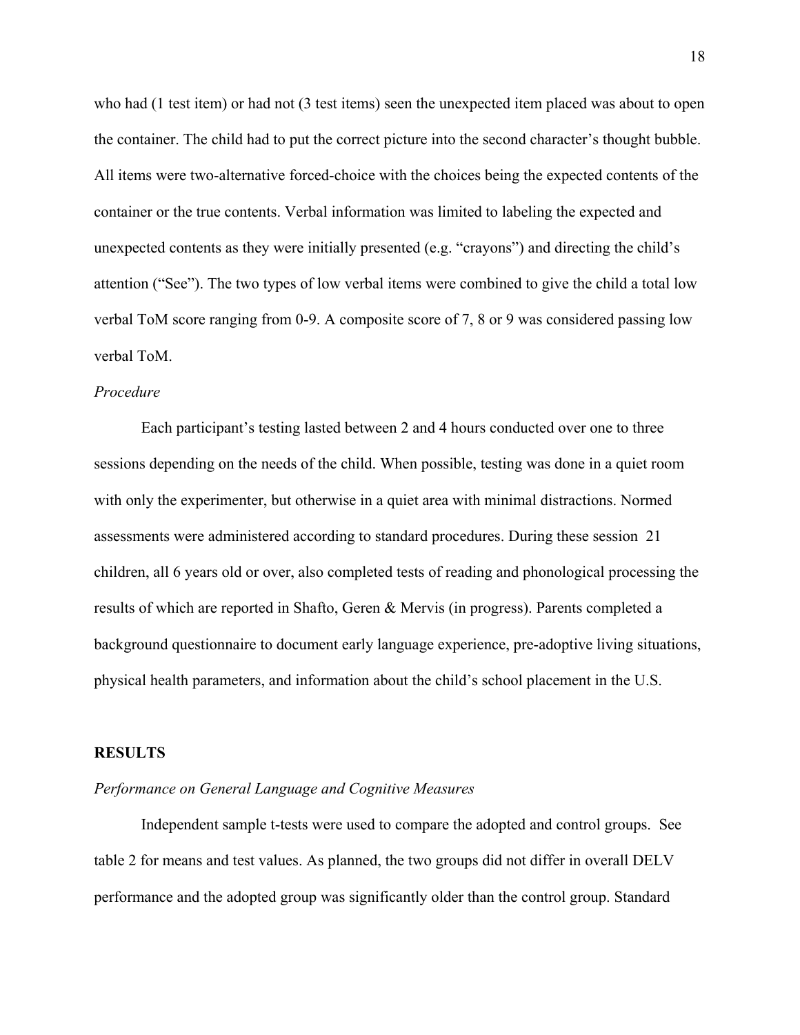who had (1 test item) or had not (3 test items) seen the unexpected item placed was about to open the container. The child had to put the correct picture into the second character's thought bubble. All items were two-alternative forced-choice with the choices being the expected contents of the container or the true contents. Verbal information was limited to labeling the expected and unexpected contents as they were initially presented (e.g. "crayons") and directing the child's attention ("See"). The two types of low verbal items were combined to give the child a total low verbal ToM score ranging from 0-9. A composite score of 7, 8 or 9 was considered passing low verbal ToM.

*Procedure*

Each participant's testing lasted between 2 and 4 hours conducted over one to three sessions depending on the needs of the child. When possible, testing was done in a quiet room with only the experimenter, but otherwise in a quiet area with minimal distractions. Normed assessments were administered according to standard procedures. During these session 21 children, all 6 years old or over, also completed tests of reading and phonological processing the results of which are reported in Shafto, Geren & Mervis (in progress). Parents completed a background questionnaire to document early language experience, pre-adoptive living situations, physical health parameters, and information about the child's school placement in the U.S.

## RESULTS

*Performance on General Language and Cognitive Measures*

Independent sample t-tests were used to compare the adopted and control groups. See table 2 for means and test values. As planned, the two groups did not differ in overall DELV performance and the adopted group was significantly older than the control group. Standard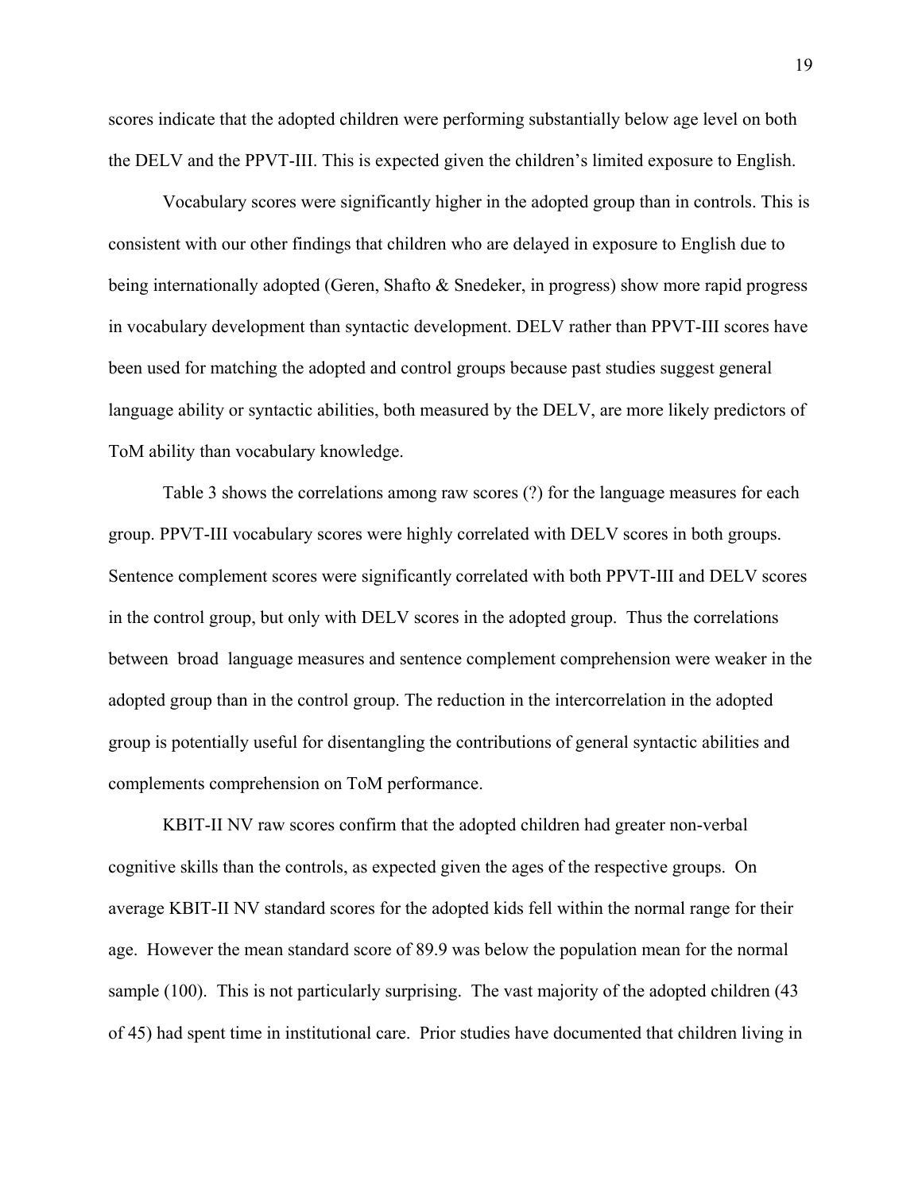scores indicate that the adopted children were performing substantially below age level on both the DELV and the PPVT-III. This is expected given the children's limited exposure to English.

Vocabulary scores were significantly higher in the adopted group than in controls. This is consistent with our other findings that children who are delayed in exposure to English due to being internationally adopted (Geren, Shafto & Snedeker, in progress) show more rapid progress in vocabulary development than syntactic development. DELV rather than PPVT-III scores have been used for matching the adopted and control groups because past studies suggest general language ability or syntactic abilities, both measured by the DELV, are more likely predictors of ToM ability than vocabulary knowledge.

Table 3 shows the correlations among raw scores (?) for the language measures for each group. PPVT-III vocabulary scores were highly correlated with DELV scores in both groups. Sentence complement scores were significantly correlated with both PPVT-III and DELV scores in the control group, but only with DELV scores in the adopted group. Thus the correlations between broad language measures and sentence complement comprehension were weaker in the adopted group than in the control group. The reduction in the intercorrelation in the adopted group is potentially useful for disentangling the contributions of general syntactic abilities and complements comprehension on ToM performance.

KBIT-II NV raw scores confirm that the adopted children had greater non-verbal cognitive skills than the controls, as expected given the ages of the respective groups. On average KBIT-II NV standard scores for the adopted kids fell within the normal range for their age. However the mean standard score of 89.9 was below the population mean for the normal sample (100). This is not particularly surprising. The vast majority of the adopted children (43 of 45) had spent time in institutional care. Prior studies have documented that children living in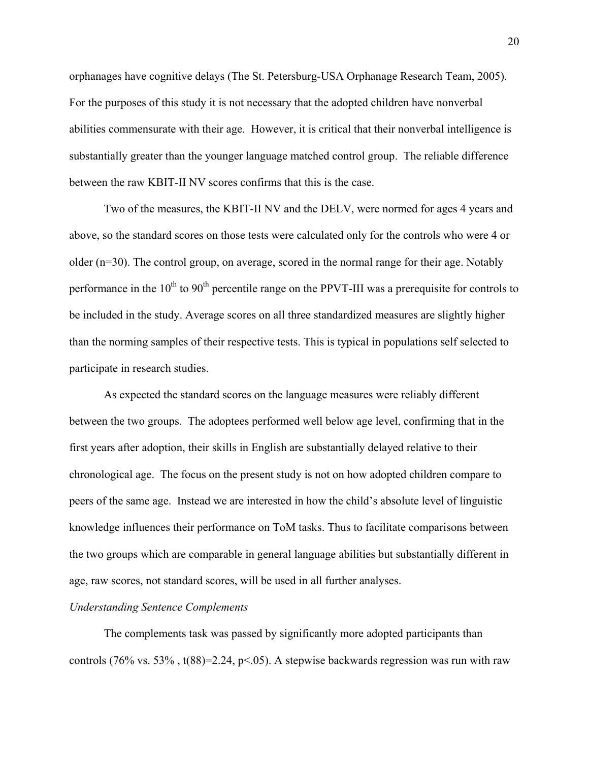orphanages have cognitive delays (The St. Petersburg-USA Orphanage Research Team, 2005). For the purposes of this study it is not necessary that the adopted children have nonverbal abilities commensurate with their age. However, it is critical that their nonverbal intelligence is substantially greater than the younger language matched control group. The reliable difference between the raw KBIT-II NV scores confirms that this is the case.

Two of the measures, the KBIT-II NV and the DELV, were normed for ages 4 years and above, so the standard scores on those tests were calculated only for the controls who were 4 or older (n=30). The control group, on average, scored in the normal range for their age. Notably performance in the 10th to 90th percentile range on the PPVT-III was a prerequisite for controls to be included in the study. Average scores on all three standardized measures are slightly higher than the norming samples of their respective tests. This is typical in populations self selected to participate in research studies.

As expected the standard scores on the language measures were reliably different between the two groups. The adoptees performed well below age level, confirming that in the first years after adoption, their skills in English are substantially delayed relative to their chronological age. The focus on the present study is not on how adopted children compare to peers of the same age. Instead we are interested in how the child's absolute level of linguistic knowledge influences their performance on ToM tasks. Thus to facilitate comparisons between the two groups which are comparable in general language abilities but substantially different in age, raw scores, not standard scores, will be used in all further analyses.

*Understanding Sentence Complements*

The complements task was passed by significantly more adopted participants than controls (76% vs. 53% , $t(88)=2.24$, $p<.05$). A stepwise backwards regression was run with raw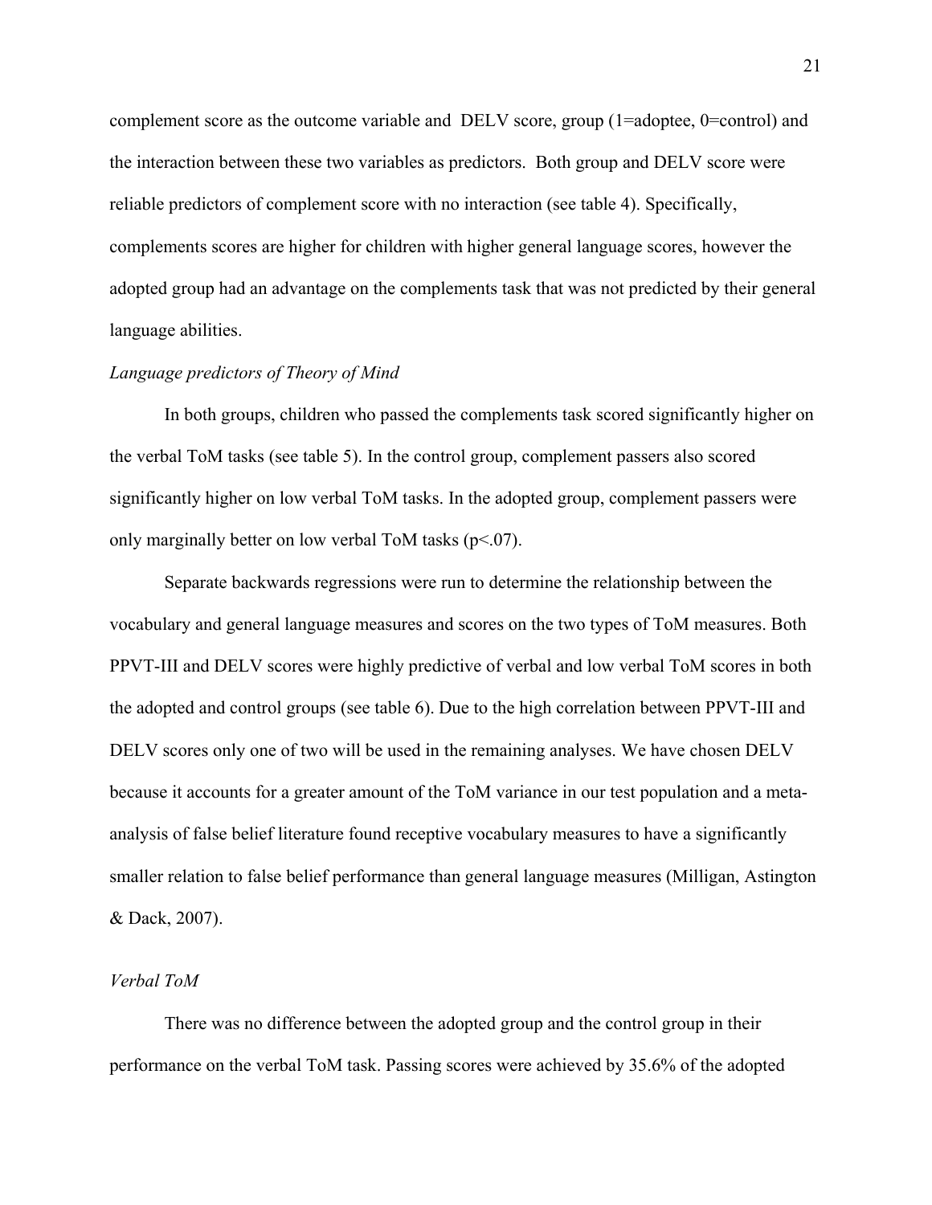complement score as the outcome variable and DELV score, group (1=adoptee, 0=control) and the interaction between these two variables as predictors. Both group and DELV score were reliable predictors of complement score with no interaction (see table 4). Specifically, complements scores are higher for children with higher general language scores, however the adopted group had an advantage on the complements task that was not predicted by their general language abilities.

*Language predictors of Theory of Mind*

In both groups, children who passed the complements task scored significantly higher on the verbal ToM tasks (see table 5). In the control group, complement passers also scored significantly higher on low verbal ToM tasks. In the adopted group, complement passers were only marginally better on low verbal ToM tasks ($p<.07$).

Separate backwards regressions were run to determine the relationship between the vocabulary and general language measures and scores on the two types of ToM measures. Both PPVT-III and DELV scores were highly predictive of verbal and low verbal ToM scores in both the adopted and control groups (see table 6). Due to the high correlation between PPVT-III and DELV scores only one of two will be used in the remaining analyses. We have chosen DELV because it accounts for a greater amount of the ToM variance in our test population and a meta-analysis of false belief literature found receptive vocabulary measures to have a significantly smaller relation to false belief performance than general language measures (Milligan, Astington & Dack, 2007).

*Verbal ToM*

There was no difference between the adopted group and the control group in their performance on the verbal ToM task. Passing scores were achieved by 35.6% of the adopted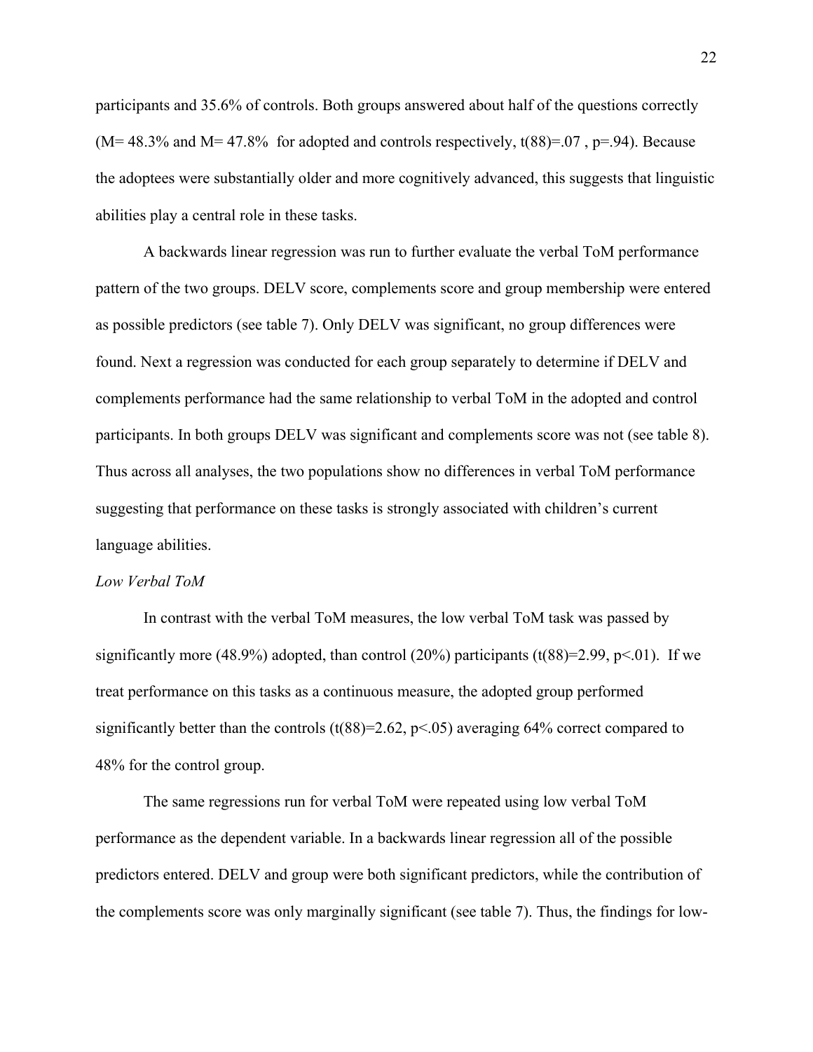participants and 35.6% of controls. Both groups answered about half of the questions correctly (M= 48.3% and M= 47.8% for adopted and controls respectively, $t(88)=.07$ , $p=.94$). Because the adoptees were substantially older and more cognitively advanced, this suggests that linguistic abilities play a central role in these tasks.

A backwards linear regression was run to further evaluate the verbal ToM performance pattern of the two groups. DELV score, complements score and group membership were entered as possible predictors (see table 7). Only DELV was significant, no group differences were found. Next a regression was conducted for each group separately to determine if DELV and complements performance had the same relationship to verbal ToM in the adopted and control participants. In both groups DELV was significant and complements score was not (see table 8). Thus across all analyses, the two populations show no differences in verbal ToM performance suggesting that performance on these tasks is strongly associated with children's current language abilities.

*Low Verbal ToM*

In contrast with the verbal ToM measures, the low verbal ToM task was passed by significantly more (48.9%) adopted, than control (20%) participants ($t(88)=2.99$, $p<.01$). If we treat performance on this tasks as a continuous measure, the adopted group performed significantly better than the controls ($t(88)=2.62$, $p<.05$) averaging 64% correct compared to 48% for the control group.

The same regressions run for verbal ToM were repeated using low verbal ToM performance as the dependent variable. In a backwards linear regression all of the possible predictors entered. DELV and group were both significant predictors, while the contribution of the complements score was only marginally significant (see table 7). Thus, the findings for low-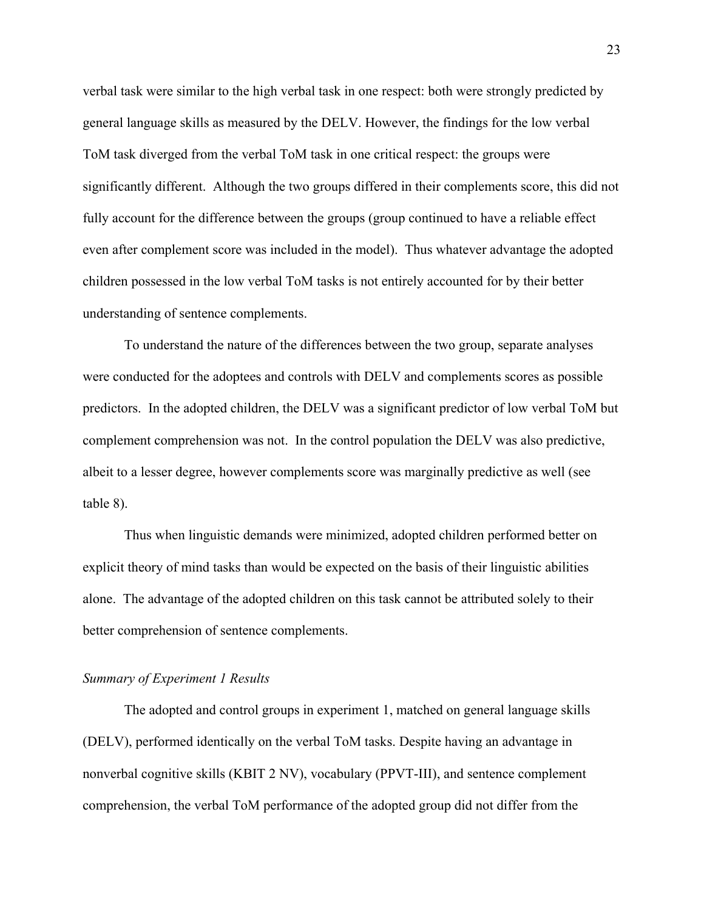verbal task were similar to the high verbal task in one respect: both were strongly predicted by general language skills as measured by the DELV. However, the findings for the low verbal ToM task diverged from the verbal ToM task in one critical respect: the groups were significantly different. Although the two groups differed in their complements score, this did not fully account for the difference between the groups (group continued to have a reliable effect even after complement score was included in the model). Thus whatever advantage the adopted children possessed in the low verbal ToM tasks is not entirely accounted for by their better understanding of sentence complements.

To understand the nature of the differences between the two group, separate analyses were conducted for the adoptees and controls with DELV and complements scores as possible predictors. In the adopted children, the DELV was a significant predictor of low verbal ToM but complement comprehension was not. In the control population the DELV was also predictive, albeit to a lesser degree, however complements score was marginally predictive as well (see table 8).

Thus when linguistic demands were minimized, adopted children performed better on explicit theory of mind tasks than would be expected on the basis of their linguistic abilities alone. The advantage of the adopted children on this task cannot be attributed solely to their better comprehension of sentence complements.

*Summary of Experiment 1 Results*

The adopted and control groups in experiment 1, matched on general language skills (DELV), performed identically on the verbal ToM tasks. Despite having an advantage in nonverbal cognitive skills (KBIT 2 NV), vocabulary (PPVT-III), and sentence complement comprehension, the verbal ToM performance of the adopted group did not differ from the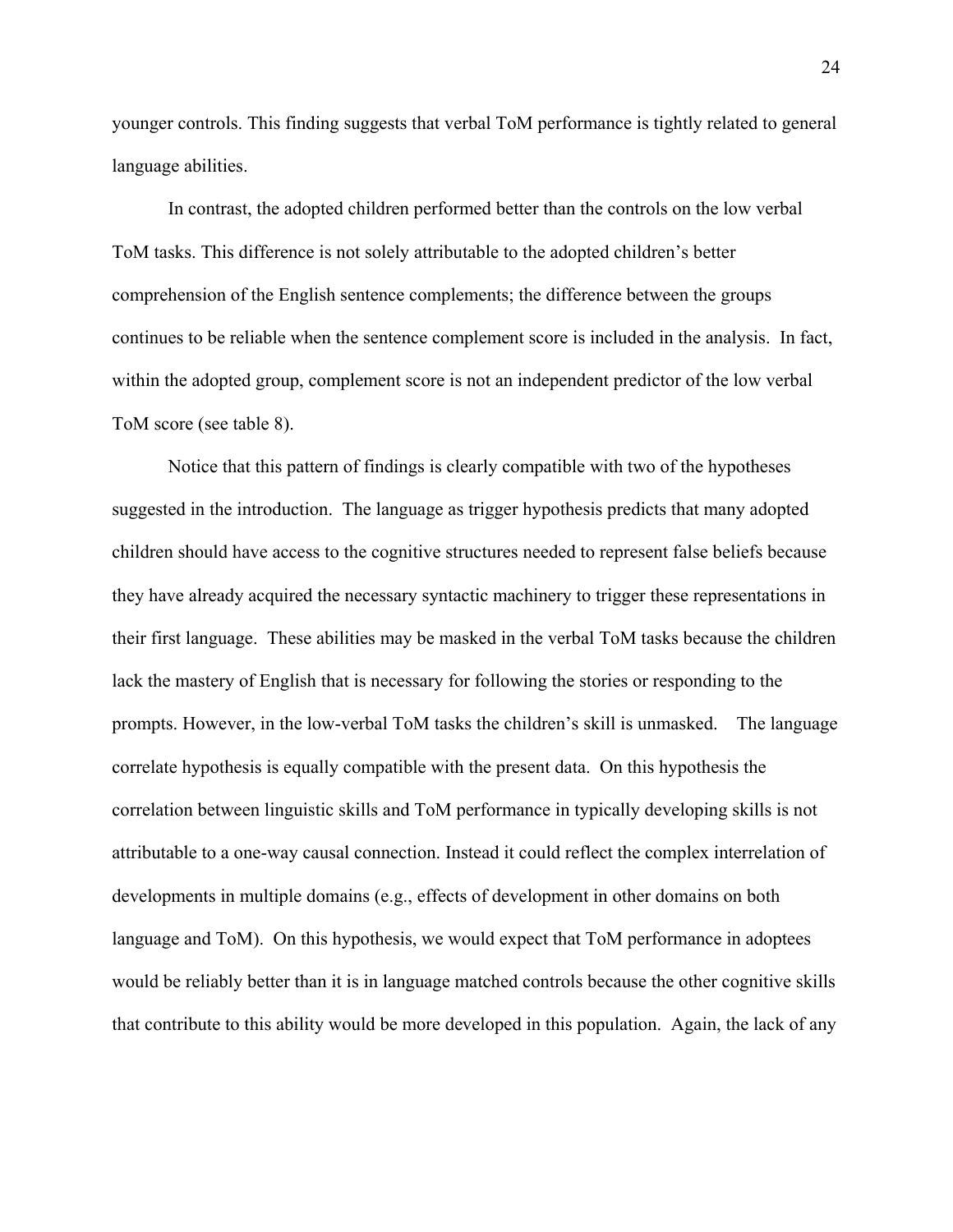younger controls. This finding suggests that verbal ToM performance is tightly related to general language abilities.

In contrast, the adopted children performed better than the controls on the low verbal ToM tasks. This difference is not solely attributable to the adopted children's better comprehension of the English sentence complements; the difference between the groups continues to be reliable when the sentence complement score is included in the analysis. In fact, within the adopted group, complement score is not an independent predictor of the low verbal ToM score (see table 8).

Notice that this pattern of findings is clearly compatible with two of the hypotheses suggested in the introduction. The language as trigger hypothesis predicts that many adopted children should have access to the cognitive structures needed to represent false beliefs because they have already acquired the necessary syntactic machinery to trigger these representations in their first language. These abilities may be masked in the verbal ToM tasks because the children lack the mastery of English that is necessary for following the stories or responding to the prompts. However, in the low-verbal ToM tasks the children's skill is unmasked. The language correlate hypothesis is equally compatible with the present data. On this hypothesis the correlation between linguistic skills and ToM performance in typically developing skills is not attributable to a one-way causal connection. Instead it could reflect the complex interrelation of developments in multiple domains (e.g., effects of development in other domains on both language and ToM). On this hypothesis, we would expect that ToM performance in adoptees would be reliably better than it is in language matched controls because the other cognitive skills that contribute to this ability would be more developed in this population. Again, the lack of any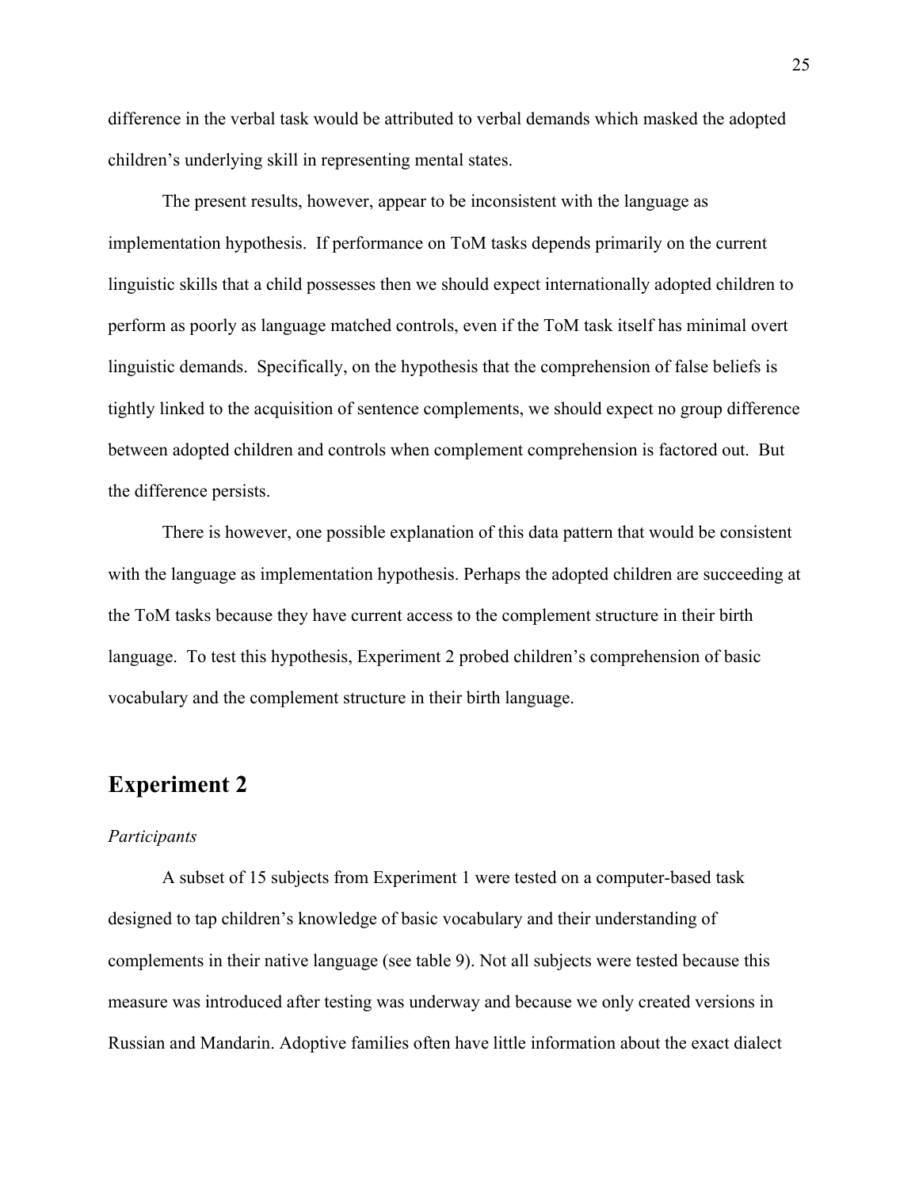difference in the verbal task would be attributed to verbal demands which masked the adopted children's underlying skill in representing mental states.

The present results, however, appear to be inconsistent with the language as implementation hypothesis. If performance on ToM tasks depends primarily on the current linguistic skills that a child possesses then we should expect internationally adopted children to perform as poorly as language matched controls, even if the ToM task itself has minimal overt linguistic demands. Specifically, on the hypothesis that the comprehension of false beliefs is tightly linked to the acquisition of sentence complements, we should expect no group difference between adopted children and controls when complement comprehension is factored out. But the difference persists.

There is however, one possible explanation of this data pattern that would be consistent with the language as implementation hypothesis. Perhaps the adopted children are succeeding at the ToM tasks because they have current access to the complement structure in their birth language. To test this hypothesis, Experiment 2 probed children's comprehension of basic vocabulary and the complement structure in their birth language.

## Experiment 2

*Participants*

A subset of 15 subjects from Experiment 1 were tested on a computer-based task designed to tap children's knowledge of basic vocabulary and their understanding of complements in their native language (see table 9). Not all subjects were tested because this measure was introduced after testing was underway and because we only created versions in Russian and Mandarin. Adoptive families often have little information about the exact dialect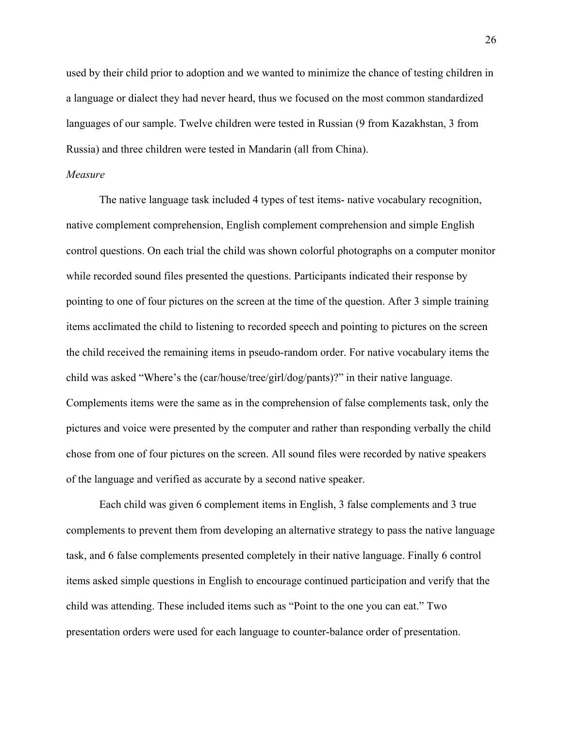used by their child prior to adoption and we wanted to minimize the chance of testing children in a language or dialect they had never heard, thus we focused on the most common standardized languages of our sample. Twelve children were tested in Russian (9 from Kazakhstan, 3 from Russia) and three children were tested in Mandarin (all from China).

*Measure*

The native language task included 4 types of test items- native vocabulary recognition, native complement comprehension, English complement comprehension and simple English control questions. On each trial the child was shown colorful photographs on a computer monitor while recorded sound files presented the questions. Participants indicated their response by pointing to one of four pictures on the screen at the time of the question. After 3 simple training items acclimated the child to listening to recorded speech and pointing to pictures on the screen the child received the remaining items in pseudo-random order. For native vocabulary items the child was asked "Where's the (car/house/tree/girl/dog/pants)?" in their native language. Complements items were the same as in the comprehension of false complements task, only the pictures and voice were presented by the computer and rather than responding verbally the child chose from one of four pictures on the screen. All sound files were recorded by native speakers of the language and verified as accurate by a second native speaker.

Each child was given 6 complement items in English, 3 false complements and 3 true complements to prevent them from developing an alternative strategy to pass the native language task, and 6 false complements presented completely in their native language. Finally 6 control items asked simple questions in English to encourage continued participation and verify that the child was attending. These included items such as "Point to the one you can eat." Two presentation orders were used for each language to counter-balance order of presentation.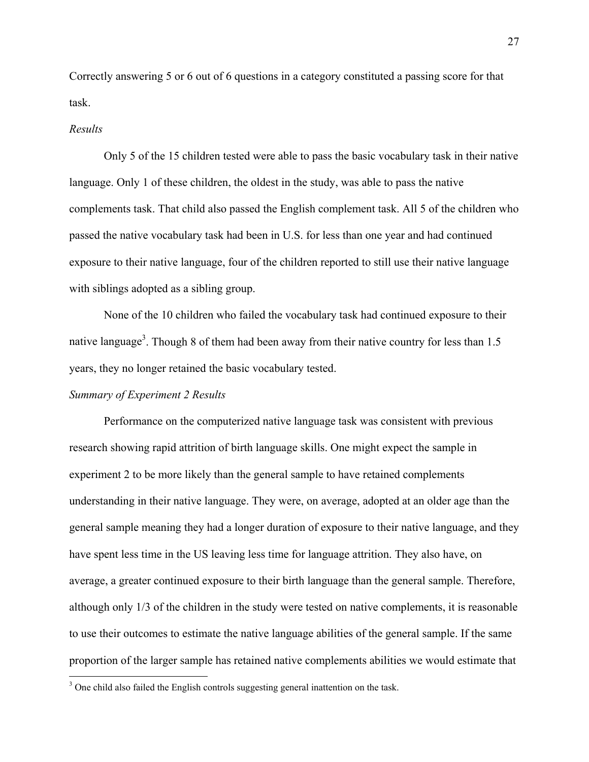Correctly answering 5 or 6 out of 6 questions in a category constituted a passing score for that task.

*Results*

Only 5 of the 15 children tested were able to pass the basic vocabulary task in their native language. Only 1 of these children, the oldest in the study, was able to pass the native complements task. That child also passed the English complement task. All 5 of the children who passed the native vocabulary task had been in U.S. for less than one year and had continued exposure to their native language, four of the children reported to still use their native language with siblings adopted as a sibling group.

None of the 10 children who failed the vocabulary task had continued exposure to their native language[3]. Though 8 of them had been away from their native country for less than 1.5 years, they no longer retained the basic vocabulary tested.

*Summary of Experiment 2 Results*

Performance on the computerized native language task was consistent with previous research showing rapid attrition of birth language skills. One might expect the sample in experiment 2 to be more likely than the general sample to have retained complements understanding in their native language. They were, on average, adopted at an older age than the general sample meaning they had a longer duration of exposure to their native language, and they have spent less time in the US leaving less time for language attrition. They also have, on average, a greater continued exposure to their birth language than the general sample. Therefore, although only 1/3 of the children in the study were tested on native complements, it is reasonable to use their outcomes to estimate the native language abilities of the general sample. If the same proportion of the larger sample has retained native complements abilities we would estimate that

[3] One child also failed the English controls suggesting general inattention on the task.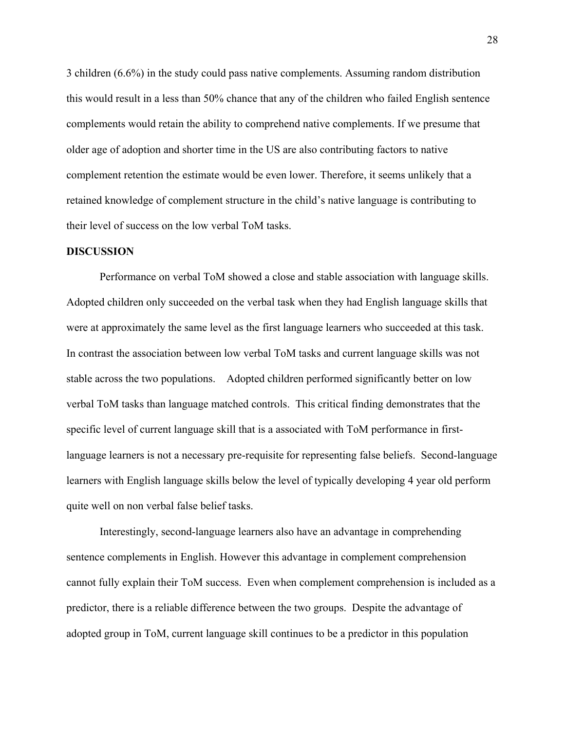3 children (6.6%) in the study could pass native complements. Assuming random distribution this would result in a less than 50% chance that any of the children who failed English sentence complements would retain the ability to comprehend native complements. If we presume that older age of adoption and shorter time in the US are also contributing factors to native complement retention the estimate would be even lower. Therefore, it seems unlikely that a retained knowledge of complement structure in the child's native language is contributing to their level of success on the low verbal ToM tasks.

**DISCUSSION**

Performance on verbal ToM showed a close and stable association with language skills. Adopted children only succeeded on the verbal task when they had English language skills that were at approximately the same level as the first language learners who succeeded at this task. In contrast the association between low verbal ToM tasks and current language skills was not stable across the two populations. Adopted children performed significantly better on low verbal ToM tasks than language matched controls. This critical finding demonstrates that the specific level of current language skill that is a associated with ToM performance in first-language learners is not a necessary pre-requisite for representing false beliefs. Second-language learners with English language skills below the level of typically developing 4 year old perform quite well on non verbal false belief tasks.

Interestingly, second-language learners also have an advantage in comprehending sentence complements in English. However this advantage in complement comprehension cannot fully explain their ToM success. Even when complement comprehension is included as a predictor, there is a reliable difference between the two groups. Despite the advantage of adopted group in ToM, current language skill continues to be a predictor in this population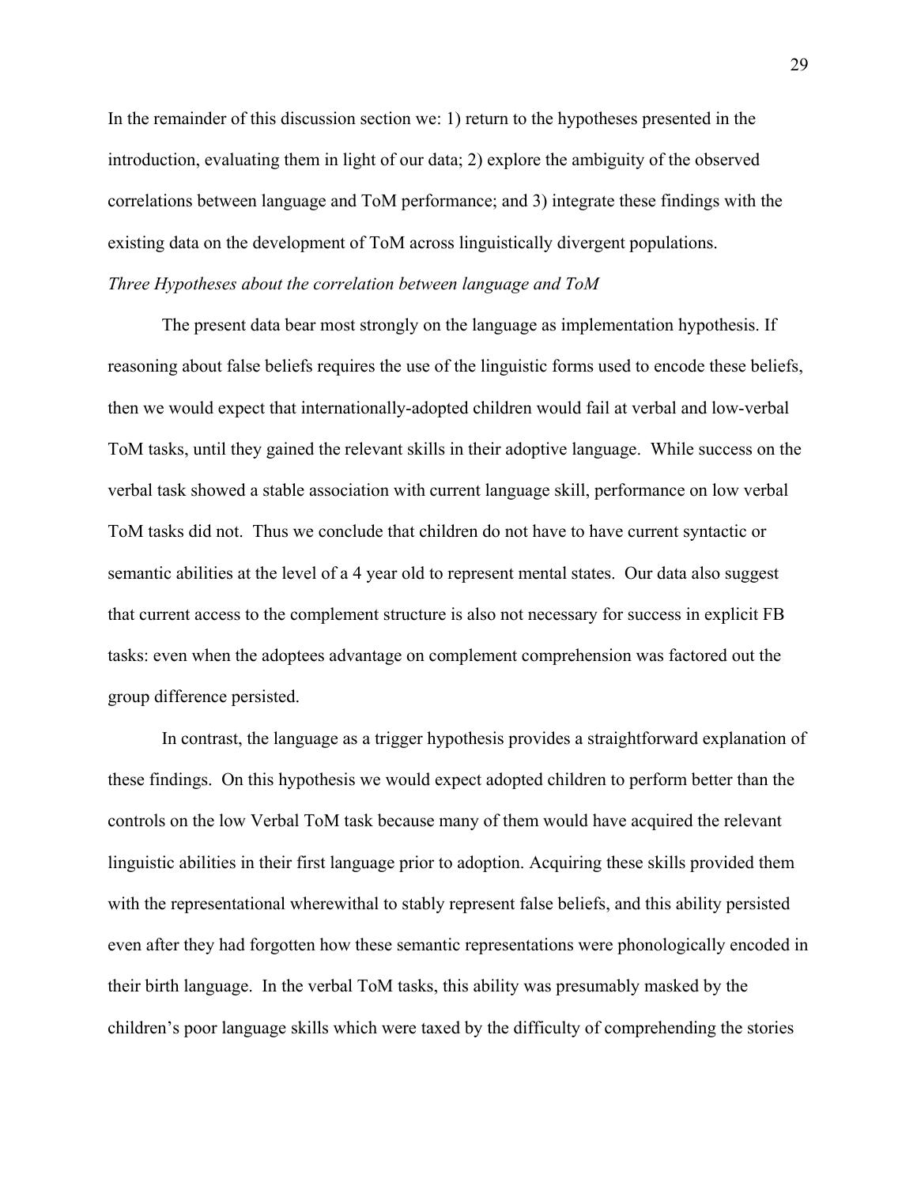In the remainder of this discussion section we: 1) return to the hypotheses presented in the introduction, evaluating them in light of our data; 2) explore the ambiguity of the observed correlations between language and ToM performance; and 3) integrate these findings with the existing data on the development of ToM across linguistically divergent populations.

*Three Hypotheses about the correlation between language and ToM*

The present data bear most strongly on the language as implementation hypothesis. If reasoning about false beliefs requires the use of the linguistic forms used to encode these beliefs, then we would expect that internationally-adopted children would fail at verbal and low-verbal ToM tasks, until they gained the relevant skills in their adoptive language. While success on the verbal task showed a stable association with current language skill, performance on low verbal ToM tasks did not. Thus we conclude that children do not have to have current syntactic or semantic abilities at the level of a 4 year old to represent mental states. Our data also suggest that current access to the complement structure is also not necessary for success in explicit FB tasks: even when the adoptees advantage on complement comprehension was factored out the group difference persisted.

In contrast, the language as a trigger hypothesis provides a straightforward explanation of these findings. On this hypothesis we would expect adopted children to perform better than the controls on the low Verbal ToM task because many of them would have acquired the relevant linguistic abilities in their first language prior to adoption. Acquiring these skills provided them with the representational wherewithal to stably represent false beliefs, and this ability persisted even after they had forgotten how these semantic representations were phonologically encoded in their birth language. In the verbal ToM tasks, this ability was presumably masked by the children's poor language skills which were taxed by the difficulty of comprehending the stories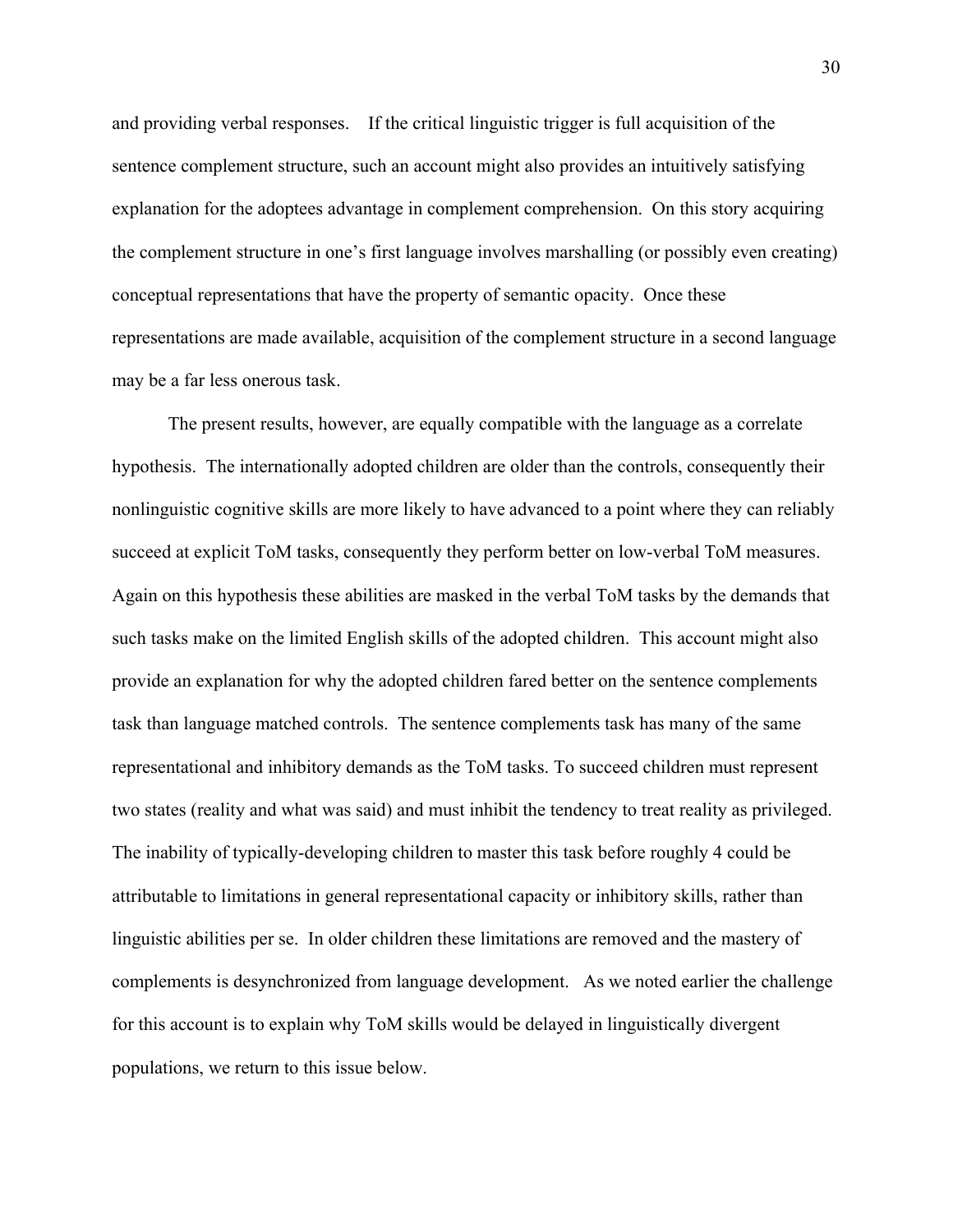and providing verbal responses. If the critical linguistic trigger is full acquisition of the sentence complement structure, such an account might also provides an intuitively satisfying explanation for the adoptees advantage in complement comprehension. On this story acquiring the complement structure in one's first language involves marshalling (or possibly even creating) conceptual representations that have the property of semantic opacity. Once these representations are made available, acquisition of the complement structure in a second language may be a far less onerous task.

The present results, however, are equally compatible with the language as a correlate hypothesis. The internationally adopted children are older than the controls, consequently their nonlinguistic cognitive skills are more likely to have advanced to a point where they can reliably succeed at explicit ToM tasks, consequently they perform better on low-verbal ToM measures. Again on this hypothesis these abilities are masked in the verbal ToM tasks by the demands that such tasks make on the limited English skills of the adopted children. This account might also provide an explanation for why the adopted children fared better on the sentence complements task than language matched controls. The sentence complements task has many of the same representational and inhibitory demands as the ToM tasks. To succeed children must represent two states (reality and what was said) and must inhibit the tendency to treat reality as privileged. The inability of typically-developing children to master this task before roughly 4 could be attributable to limitations in general representational capacity or inhibitory skills, rather than linguistic abilities per se. In older children these limitations are removed and the mastery of complements is desynchronized from language development. As we noted earlier the challenge for this account is to explain why ToM skills would be delayed in linguistically divergent populations, we return to this issue below.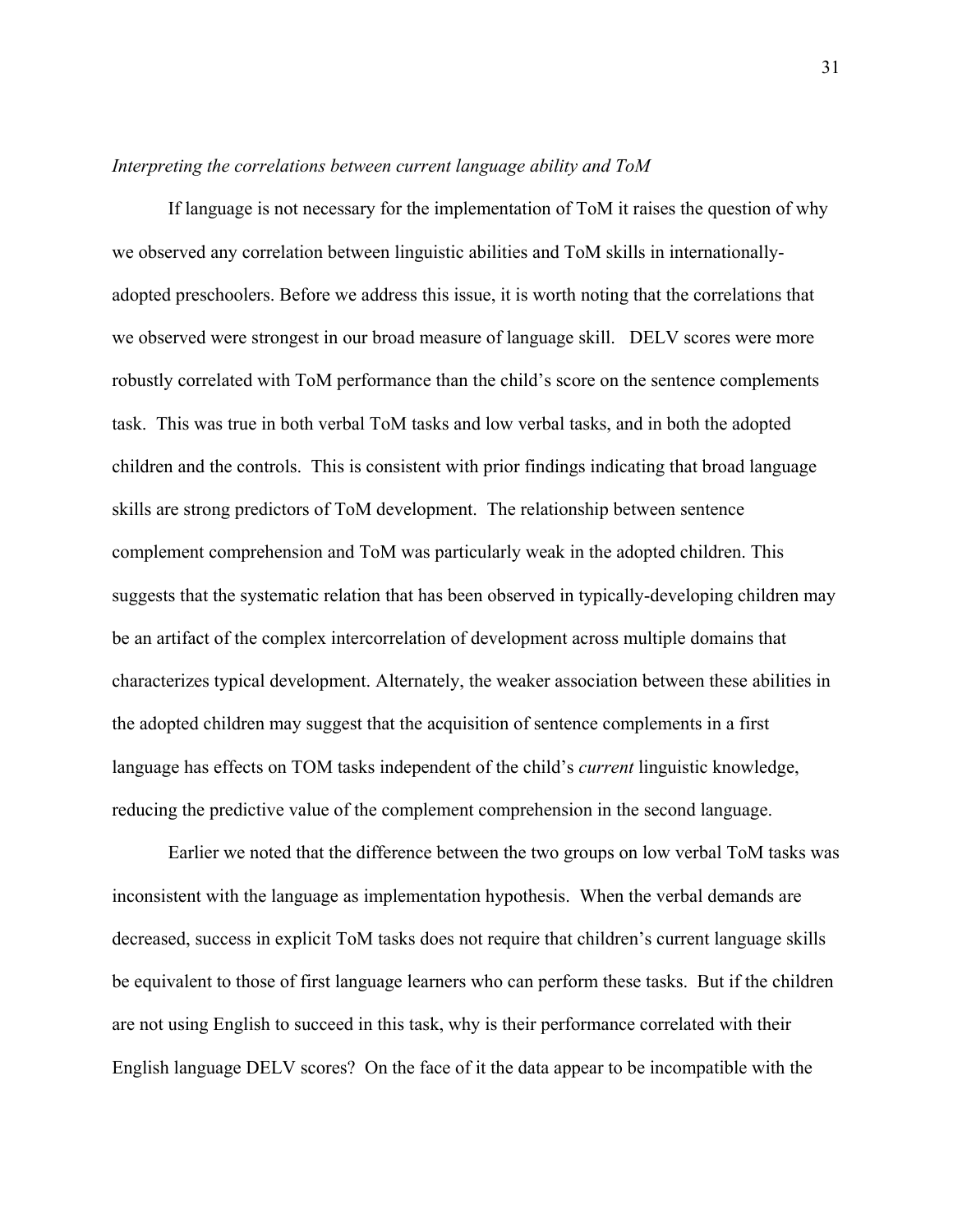*Interpreting the correlations between current language ability and ToM*

If language is not necessary for the implementation of ToM it raises the question of why we observed any correlation between linguistic abilities and ToM skills in internationally-adopted preschoolers. Before we address this issue, it is worth noting that the correlations that we observed were strongest in our broad measure of language skill. DELV scores were more robustly correlated with ToM performance than the child's score on the sentence complements task. This was true in both verbal ToM tasks and low verbal tasks, and in both the adopted children and the controls. This is consistent with prior findings indicating that broad language skills are strong predictors of ToM development. The relationship between sentence complement comprehension and ToM was particularly weak in the adopted children. This suggests that the systematic relation that has been observed in typically-developing children may be an artifact of the complex intercorrelation of development across multiple domains that characterizes typical development. Alternately, the weaker association between these abilities in the adopted children may suggest that the acquisition of sentence complements in a first language has effects on TOM tasks independent of the child's *current* linguistic knowledge, reducing the predictive value of the complement comprehension in the second language.

Earlier we noted that the difference between the two groups on low verbal ToM tasks was inconsistent with the language as implementation hypothesis. When the verbal demands are decreased, success in explicit ToM tasks does not require that children's current language skills be equivalent to those of first language learners who can perform these tasks. But if the children are not using English to succeed in this task, why is their performance correlated with their English language DELV scores? On the face of it the data appear to be incompatible with the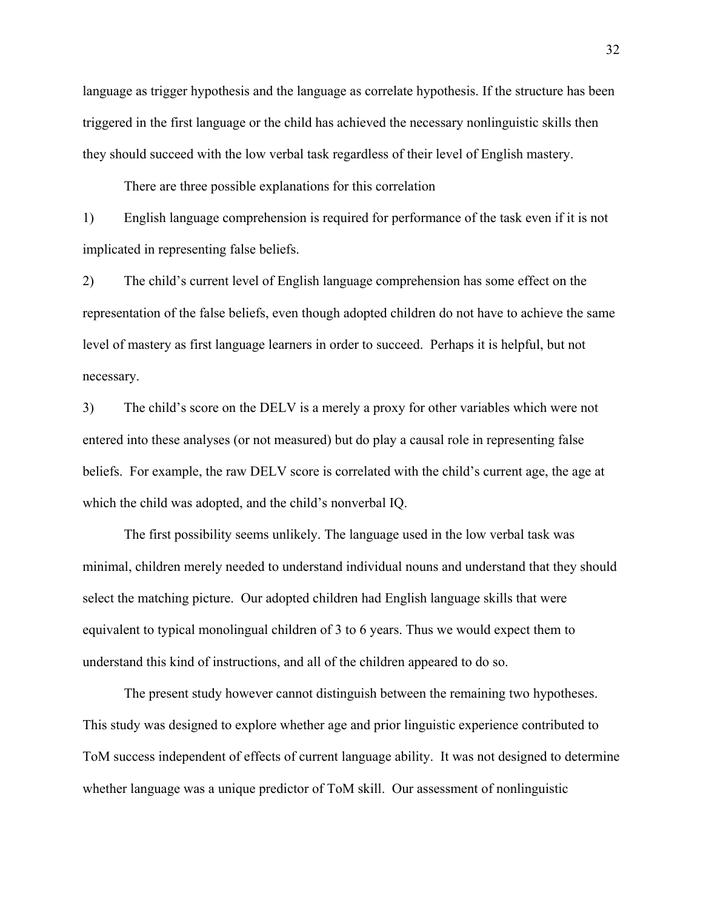language as trigger hypothesis and the language as correlate hypothesis. If the structure has been triggered in the first language or the child has achieved the necessary nonlinguistic skills then they should succeed with the low verbal task regardless of their level of English mastery.

There are three possible explanations for this correlation

1) English language comprehension is required for performance of the task even if it is not implicated in representing false beliefs.

2) The child's current level of English language comprehension has some effect on the representation of the false beliefs, even though adopted children do not have to achieve the same level of mastery as first language learners in order to succeed. Perhaps it is helpful, but not necessary.

3) The child's score on the DELV is a merely a proxy for other variables which were not entered into these analyses (or not measured) but do play a causal role in representing false beliefs. For example, the raw DELV score is correlated with the child's current age, the age at which the child was adopted, and the child's nonverbal IQ.

The first possibility seems unlikely. The language used in the low verbal task was minimal, children merely needed to understand individual nouns and understand that they should select the matching picture. Our adopted children had English language skills that were equivalent to typical monolingual children of 3 to 6 years. Thus we would expect them to understand this kind of instructions, and all of the children appeared to do so.

The present study however cannot distinguish between the remaining two hypotheses. This study was designed to explore whether age and prior linguistic experience contributed to ToM success independent of effects of current language ability. It was not designed to determine whether language was a unique predictor of ToM skill. Our assessment of nonlinguistic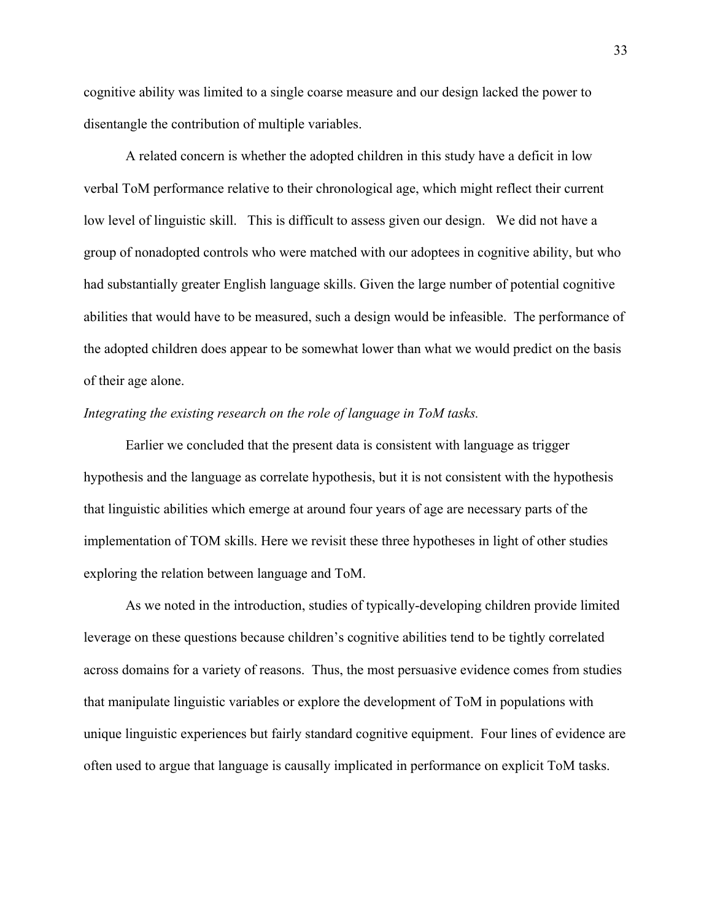cognitive ability was limited to a single coarse measure and our design lacked the power to disentangle the contribution of multiple variables.

A related concern is whether the adopted children in this study have a deficit in low verbal ToM performance relative to their chronological age, which might reflect their current low level of linguistic skill. This is difficult to assess given our design. We did not have a group of nonadopted controls who were matched with our adoptees in cognitive ability, but who had substantially greater English language skills. Given the large number of potential cognitive abilities that would have to be measured, such a design would be infeasible. The performance of the adopted children does appear to be somewhat lower than what we would predict on the basis of their age alone.

*Integrating the existing research on the role of language in ToM tasks.*

Earlier we concluded that the present data is consistent with language as trigger hypothesis and the language as correlate hypothesis, but it is not consistent with the hypothesis that linguistic abilities which emerge at around four years of age are necessary parts of the implementation of TOM skills. Here we revisit these three hypotheses in light of other studies exploring the relation between language and ToM.

As we noted in the introduction, studies of typically-developing children provide limited leverage on these questions because children's cognitive abilities tend to be tightly correlated across domains for a variety of reasons. Thus, the most persuasive evidence comes from studies that manipulate linguistic variables or explore the development of ToM in populations with unique linguistic experiences but fairly standard cognitive equipment. Four lines of evidence are often used to argue that language is causally implicated in performance on explicit ToM tasks.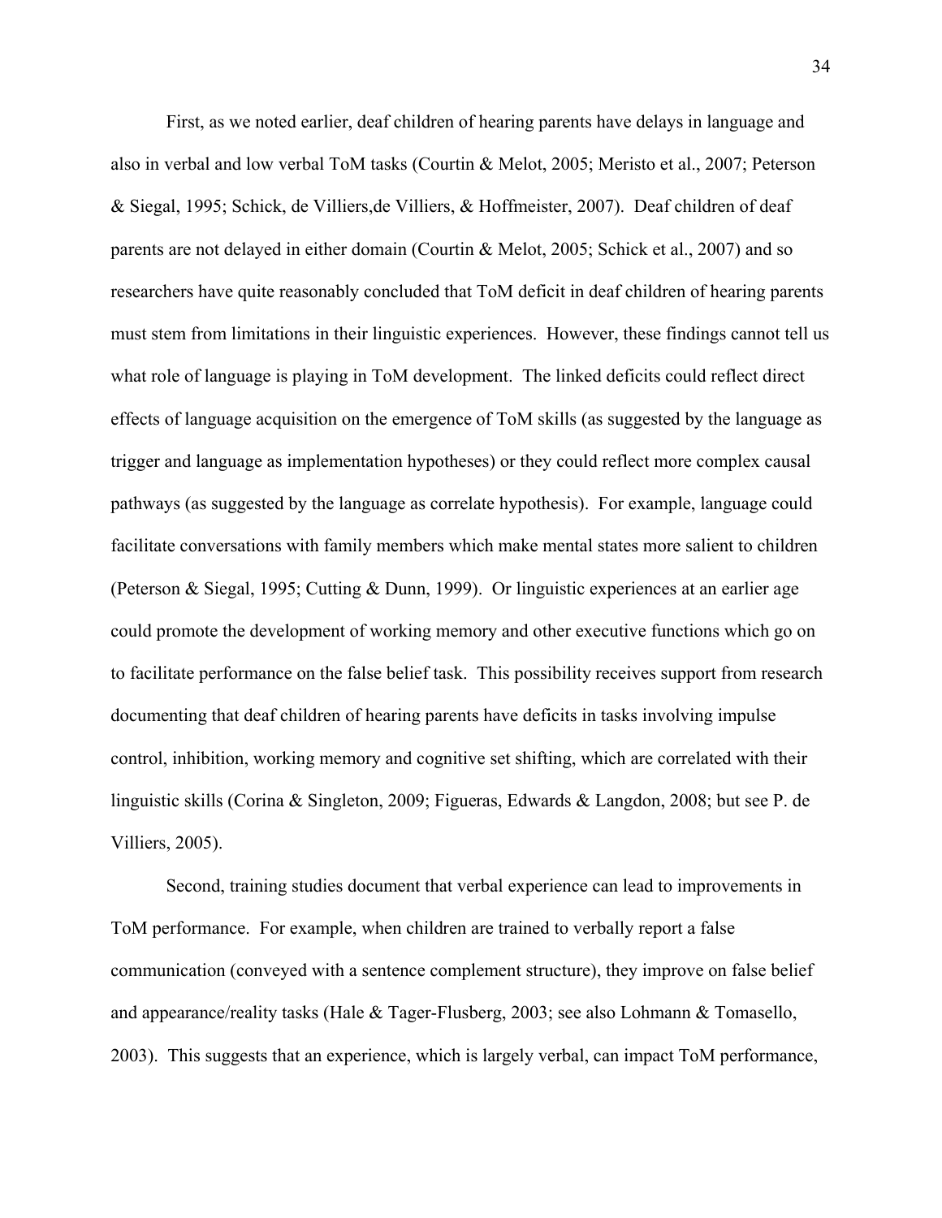First, as we noted earlier, deaf children of hearing parents have delays in language and also in verbal and low verbal ToM tasks (Courtin & Melot, 2005; Meristo et al., 2007; Peterson & Siegal, 1995; Schick, de Villiers,de Villiers, & Hoffmeister, 2007). Deaf children of deaf parents are not delayed in either domain (Courtin & Melot, 2005; Schick et al., 2007) and so researchers have quite reasonably concluded that ToM deficit in deaf children of hearing parents must stem from limitations in their linguistic experiences. However, these findings cannot tell us what role of language is playing in ToM development. The linked deficits could reflect direct effects of language acquisition on the emergence of ToM skills (as suggested by the language as trigger and language as implementation hypotheses) or they could reflect more complex causal pathways (as suggested by the language as correlate hypothesis). For example, language could facilitate conversations with family members which make mental states more salient to children (Peterson & Siegal, 1995; Cutting & Dunn, 1999). Or linguistic experiences at an earlier age could promote the development of working memory and other executive functions which go on to facilitate performance on the false belief task. This possibility receives support from research documenting that deaf children of hearing parents have deficits in tasks involving impulse control, inhibition, working memory and cognitive set shifting, which are correlated with their linguistic skills (Corina & Singleton, 2009; Figueras, Edwards & Langdon, 2008; but see P. de Villiers, 2005).

Second, training studies document that verbal experience can lead to improvements in ToM performance. For example, when children are trained to verbally report a false communication (conveyed with a sentence complement structure), they improve on false belief and appearance/reality tasks (Hale & Tager-Flusberg, 2003; see also Lohmann & Tomasello, 2003). This suggests that an experience, which is largely verbal, can impact ToM performance,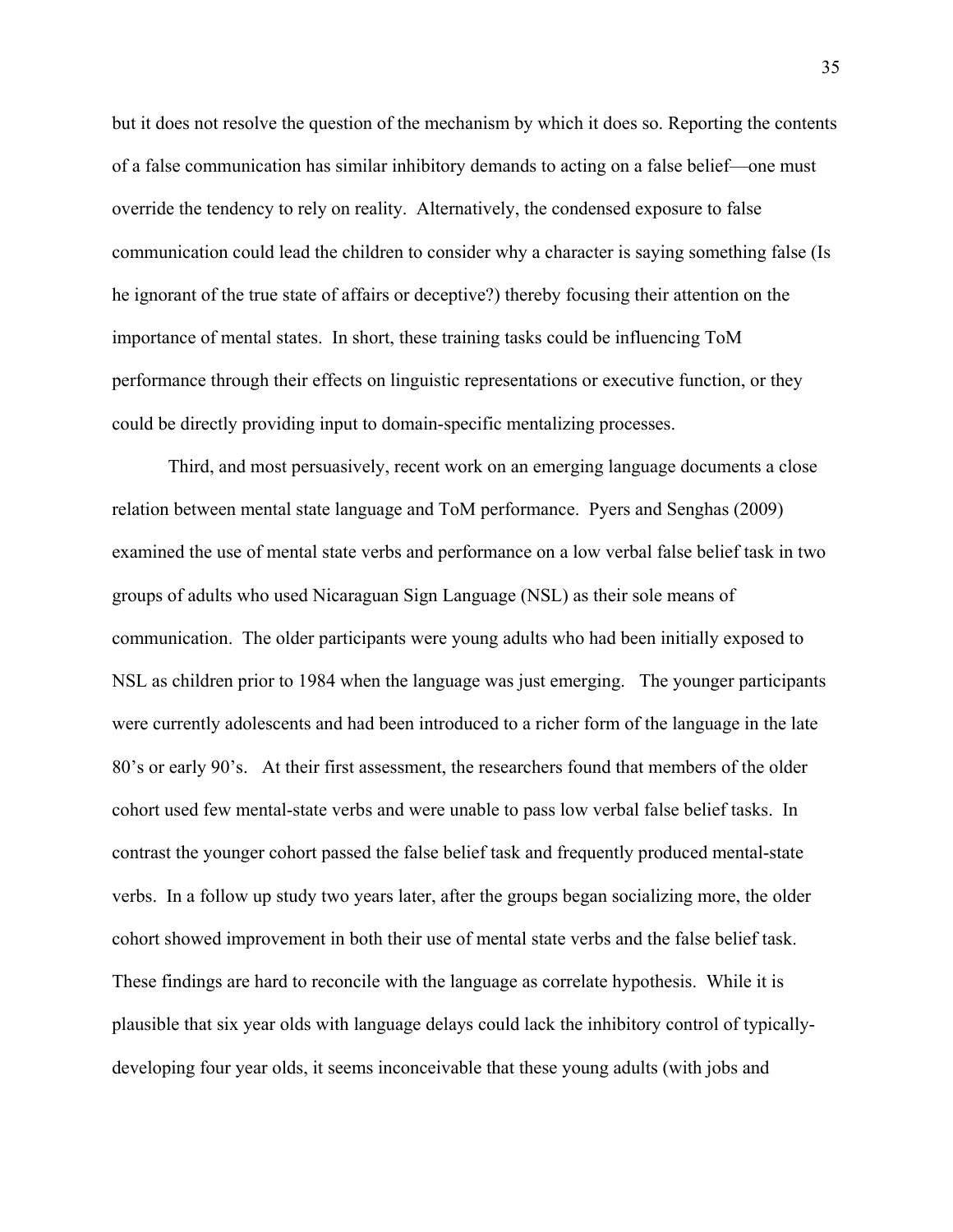but it does not resolve the question of the mechanism by which it does so. Reporting the contents of a false communication has similar inhibitory demands to acting on a false belief—one must override the tendency to rely on reality. Alternatively, the condensed exposure to false communication could lead the children to consider why a character is saying something false (Is he ignorant of the true state of affairs or deceptive?) thereby focusing their attention on the importance of mental states. In short, these training tasks could be influencing ToM performance through their effects on linguistic representations or executive function, or they could be directly providing input to domain-specific mentalizing processes.

Third, and most persuasively, recent work on an emerging language documents a close relation between mental state language and ToM performance. Pyers and Senghas (2009) examined the use of mental state verbs and performance on a low verbal false belief task in two groups of adults who used Nicaraguan Sign Language (NSL) as their sole means of communication. The older participants were young adults who had been initially exposed to NSL as children prior to 1984 when the language was just emerging. The younger participants were currently adolescents and had been introduced to a richer form of the language in the late 80's or early 90's. At their first assessment, the researchers found that members of the older cohort used few mental-state verbs and were unable to pass low verbal false belief tasks. In contrast the younger cohort passed the false belief task and frequently produced mental-state verbs. In a follow up study two years later, after the groups began socializing more, the older cohort showed improvement in both their use of mental state verbs and the false belief task. These findings are hard to reconcile with the language as correlate hypothesis. While it is plausible that six year olds with language delays could lack the inhibitory control of typically-developing four year olds, it seems inconceivable that these young adults (with jobs and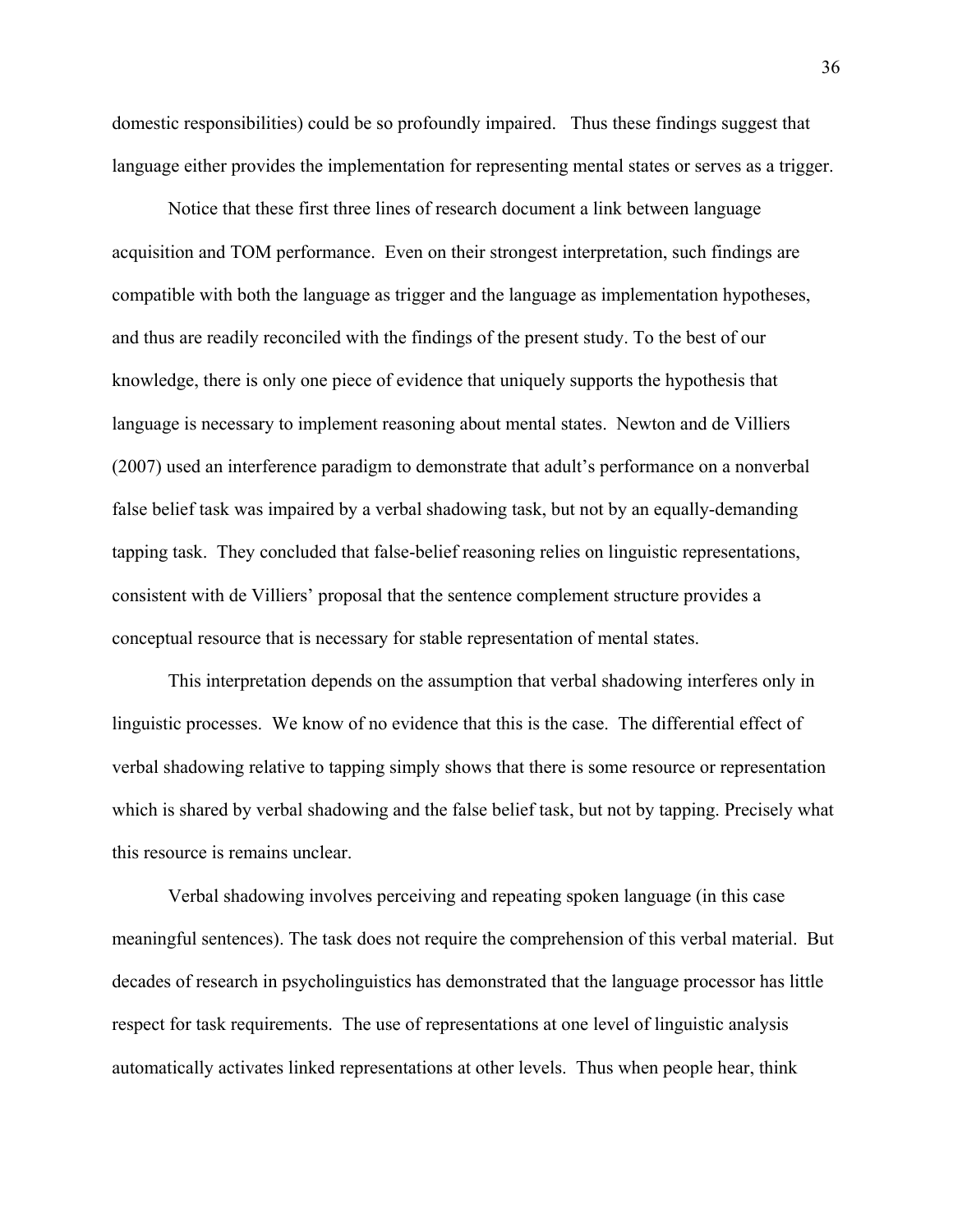domestic responsibilities) could be so profoundly impaired. Thus these findings suggest that language either provides the implementation for representing mental states or serves as a trigger.

Notice that these first three lines of research document a link between language acquisition and TOM performance. Even on their strongest interpretation, such findings are compatible with both the language as trigger and the language as implementation hypotheses, and thus are readily reconciled with the findings of the present study. To the best of our knowledge, there is only one piece of evidence that uniquely supports the hypothesis that language is necessary to implement reasoning about mental states. Newton and de Villiers (2007) used an interference paradigm to demonstrate that adult's performance on a nonverbal false belief task was impaired by a verbal shadowing task, but not by an equally-demanding tapping task. They concluded that false-belief reasoning relies on linguistic representations, consistent with de Villiers' proposal that the sentence complement structure provides a conceptual resource that is necessary for stable representation of mental states.

This interpretation depends on the assumption that verbal shadowing interferes only in linguistic processes. We know of no evidence that this is the case. The differential effect of verbal shadowing relative to tapping simply shows that there is some resource or representation which is shared by verbal shadowing and the false belief task, but not by tapping. Precisely what this resource is remains unclear.

Verbal shadowing involves perceiving and repeating spoken language (in this case meaningful sentences). The task does not require the comprehension of this verbal material. But decades of research in psycholinguistics has demonstrated that the language processor has little respect for task requirements. The use of representations at one level of linguistic analysis automatically activates linked representations at other levels. Thus when people hear, think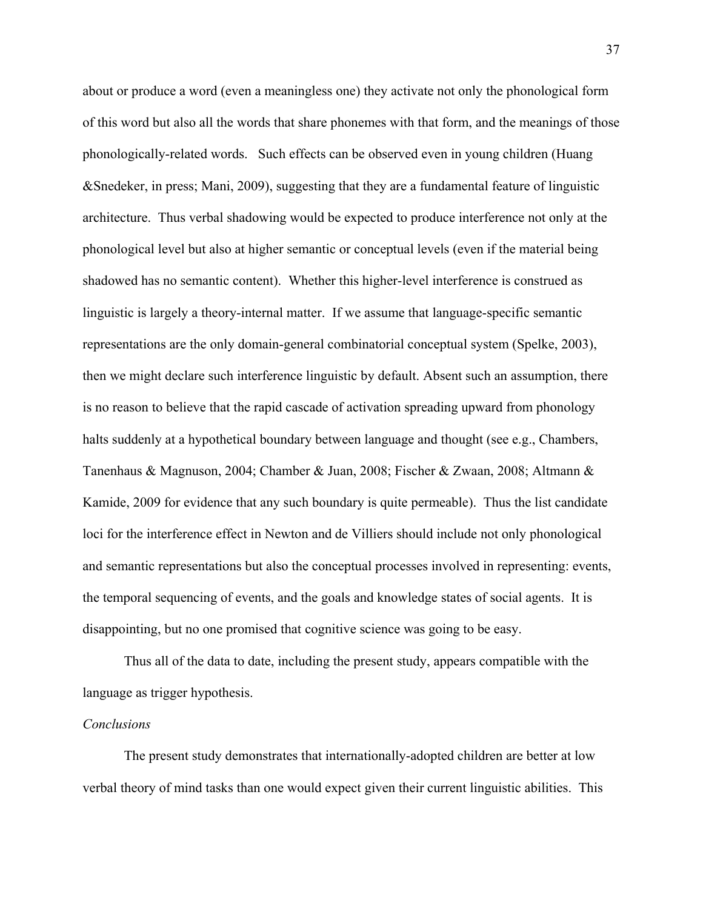about or produce a word (even a meaningless one) they activate not only the phonological form of this word but also all the words that share phonemes with that form, and the meanings of those phonologically-related words. Such effects can be observed even in young children (Huang &Snedeker, in press; Mani, 2009), suggesting that they are a fundamental feature of linguistic architecture. Thus verbal shadowing would be expected to produce interference not only at the phonological level but also at higher semantic or conceptual levels (even if the material being shadowed has no semantic content). Whether this higher-level interference is construed as linguistic is largely a theory-internal matter. If we assume that language-specific semantic representations are the only domain-general combinatorial conceptual system (Spelke, 2003), then we might declare such interference linguistic by default. Absent such an assumption, there is no reason to believe that the rapid cascade of activation spreading upward from phonology halts suddenly at a hypothetical boundary between language and thought (see e.g., Chambers, Tanenhaus & Magnuson, 2004; Chamber & Juan, 2008; Fischer & Zwaan, 2008; Altmann & Kamide, 2009 for evidence that any such boundary is quite permeable). Thus the list candidate loci for the interference effect in Newton and de Villiers should include not only phonological and semantic representations but also the conceptual processes involved in representing: events, the temporal sequencing of events, and the goals and knowledge states of social agents. It is disappointing, but no one promised that cognitive science was going to be easy.

Thus all of the data to date, including the present study, appears compatible with the language as trigger hypothesis.

*Conclusions*

The present study demonstrates that internationally-adopted children are better at low verbal theory of mind tasks than one would expect given their current linguistic abilities. This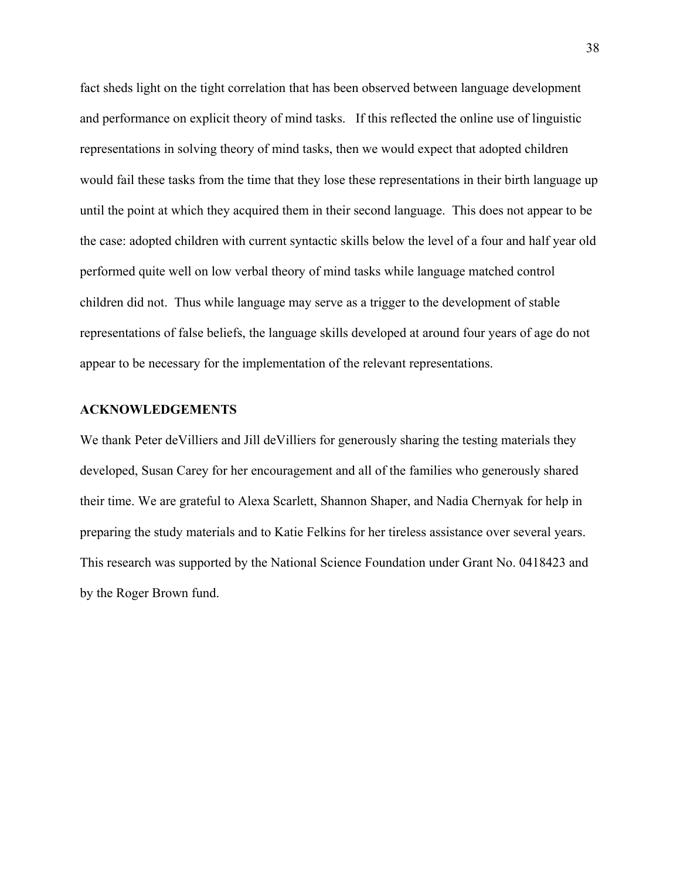fact sheds light on the tight correlation that has been observed between language development and performance on explicit theory of mind tasks. If this reflected the online use of linguistic representations in solving theory of mind tasks, then we would expect that adopted children would fail these tasks from the time that they lose these representations in their birth language up until the point at which they acquired them in their second language. This does not appear to be the case: adopted children with current syntactic skills below the level of a four and half year old performed quite well on low verbal theory of mind tasks while language matched control children did not. Thus while language may serve as a trigger to the development of stable representations of false beliefs, the language skills developed at around four years of age do not appear to be necessary for the implementation of the relevant representations.

## ACKNOWLEDGEMENTS

We thank Peter deVilliers and Jill deVilliers for generously sharing the testing materials they developed, Susan Carey for her encouragement and all of the families who generously shared their time. We are grateful to Alexa Scarlett, Shannon Shaper, and Nadia Chernyak for help in preparing the study materials and to Katie Felkins for her tireless assistance over several years. This research was supported by the National Science Foundation under Grant No. 0418423 and by the Roger Brown fund.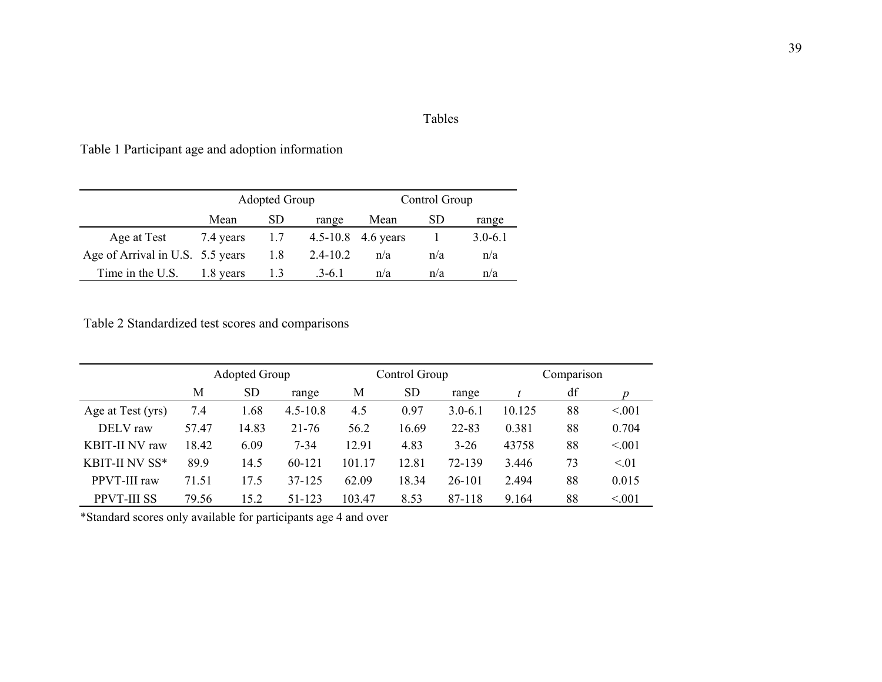# Tables

Table 1 Participant age and adoption information

| | Adopted Group | | | Control Group | | |
|---|---|---|---|---|---|---|
| | Mean | SD | range | Mean | SD | range |
| Age at Test | 7.4 years | 1.7 | 4.5-10.8 | 4.6 years | 1 | 3.0-6.1 |
| Age of Arrival in U.S. | 5.5 years | 1.8 | 2.4-10.2 | n/a | n/a | n/a |
| Time in the U.S. | 1.8 years | 1.3 | .3-6.1 | n/a | n/a | n/a |

Table 2 Standardized test scores and comparisons

| | Adopted Group | | | Control Group | | | Comparison | | |
|---|---|---|---|---|---|---|---|---|---|
| | M | SD | range | M | SD | range | *t* | df | *p* |
| Age at Test (yrs) | 7.4 | 1.68 | 4.5-10.8 | 4.5 | 0.97 | 3.0-6.1 | 10.125 | 88 | <.001 |
| DELV raw | 57.47 | 14.83 | 21-76 | 56.2 | 16.69 | 22-83 | 0.381 | 88 | 0.704 |
| KBIT-II NV raw | 18.42 | 6.09 | 7-34 | 12.91 | 4.83 | 3-26 | 43758 | 88 | <.001 |
| KBIT-II NV SS* | 89.9 | 14.5 | 60-121 | 101.17 | 12.81 | 72-139 | 3.446 | 73 | <.01 |
| PPVT-III raw | 71.51 | 17.5 | 37-125 | 62.09 | 18.34 | 26-101 | 2.494 | 88 | 0.015 |
| PPVT-III SS | 79.56 | 15.2 | 51-123 | 103.47 | 8.53 | 87-118 | 9.164 | 88 | <.001 |

*Standard scores only available for participants age 4 and over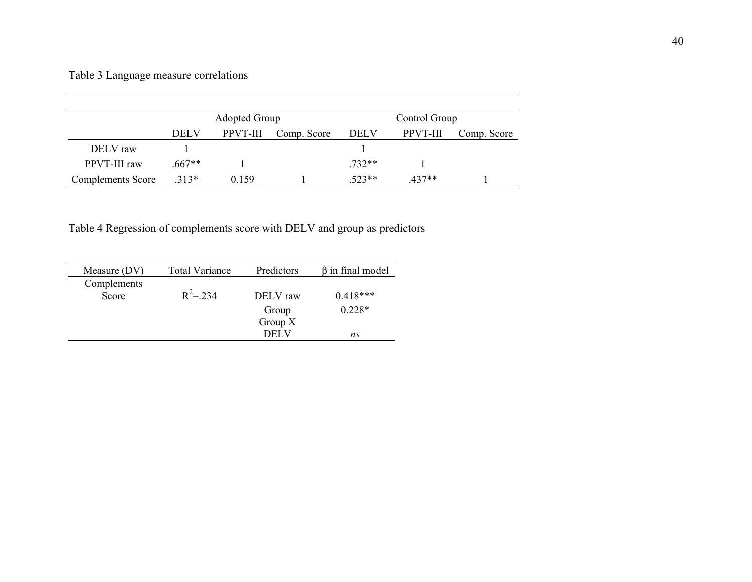Table 3 Language measure correlations

| | Adopted Group | | | Control Group | | |
|---|---|---|---|---|---|---|
| | DELV | PPVT-III | Comp. Score | DELV | PPVT-III | Comp. Score |
| DELV raw | 1 | | | 1 | | |
| PPVT-III raw | .667** | 1 | | .732** | 1 | |
| Complements Score | .313* | 0.159 | 1 | .523** | .437** | 1 |

Table 4 Regression of complements score with DELV and group as predictors

| Measure (DV) | Total Variance | Predictors | β in final model |
|---|---|---|---|
| Complements Score | $R^2$=.234 | DELV raw | 0.418*** |
| | | Group | 0.228* |
| | | Group X DELV | *ns* |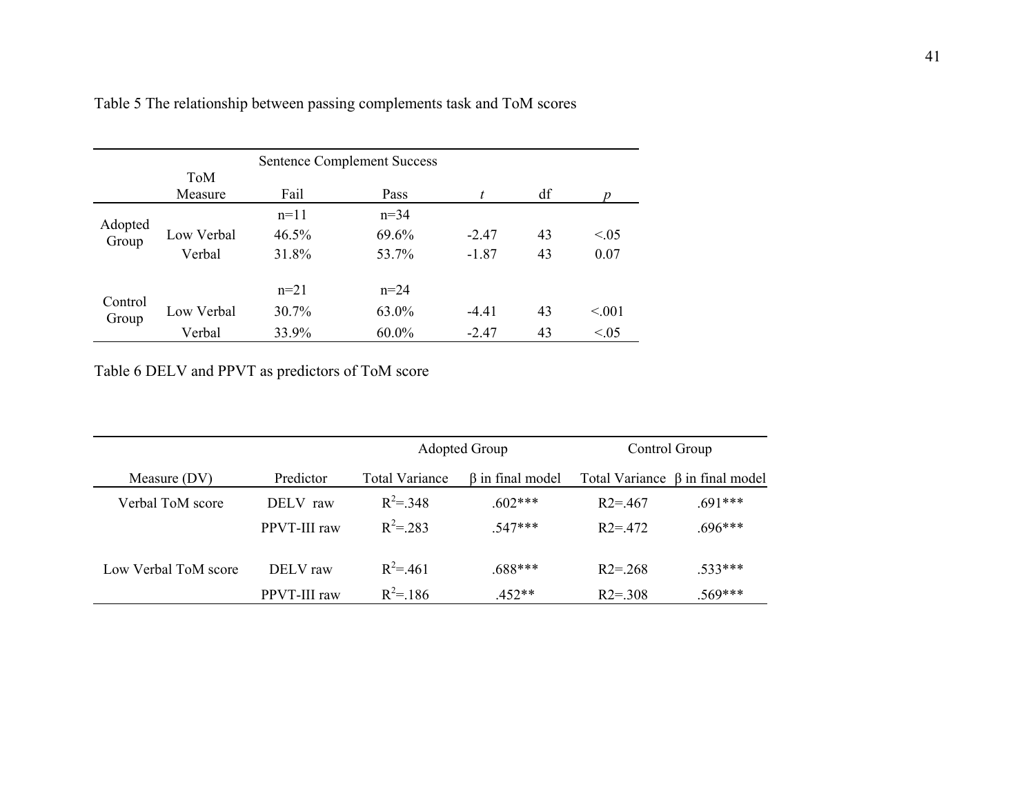Table 5 The relationship between passing complements task and ToM scores

| | ToM Measure | Sentence Complement Success | | | | |
|---|---|---|---|---|---|---|
| | | Fail | Pass | *t* | df | *p* |
| Adopted Group | | n=11 | n=34 | | | |
| | Low Verbal | 46.5% | 69.6% | -2.47 | 43 | <.05 |
| | Verbal | 31.8% | 53.7% | -1.87 | 43 | 0.07 |
| Control Group | | n=21 | n=24 | | | |
| | Low Verbal | 30.7% | 63.0% | -4.41 | 43 | <.001 |
| | Verbal | 33.9% | 60.0% | -2.47 | 43 | <.05 |

Table 6 DELV and PPVT as predictors of ToM score

| | | Adopted Group | | Control Group | |
|---|---|---|---|---|---|
| Measure (DV) | Predictor | Total Variance | β in final model | Total Variance | β in final model |
| Verbal ToM score | DELV raw | $R^2$=.348 | .602*** | R2=.467 | .691*** |
| | PPVT-III raw | $R^2$=.283 | .547*** | R2=.472 | .696*** |
| Low Verbal ToM score | DELV raw | $R^2$=.461 | .688*** | R2=.268 | .533*** |
| | PPVT-III raw | $R^2$=.186 | .452** | R2=.308 | .569*** |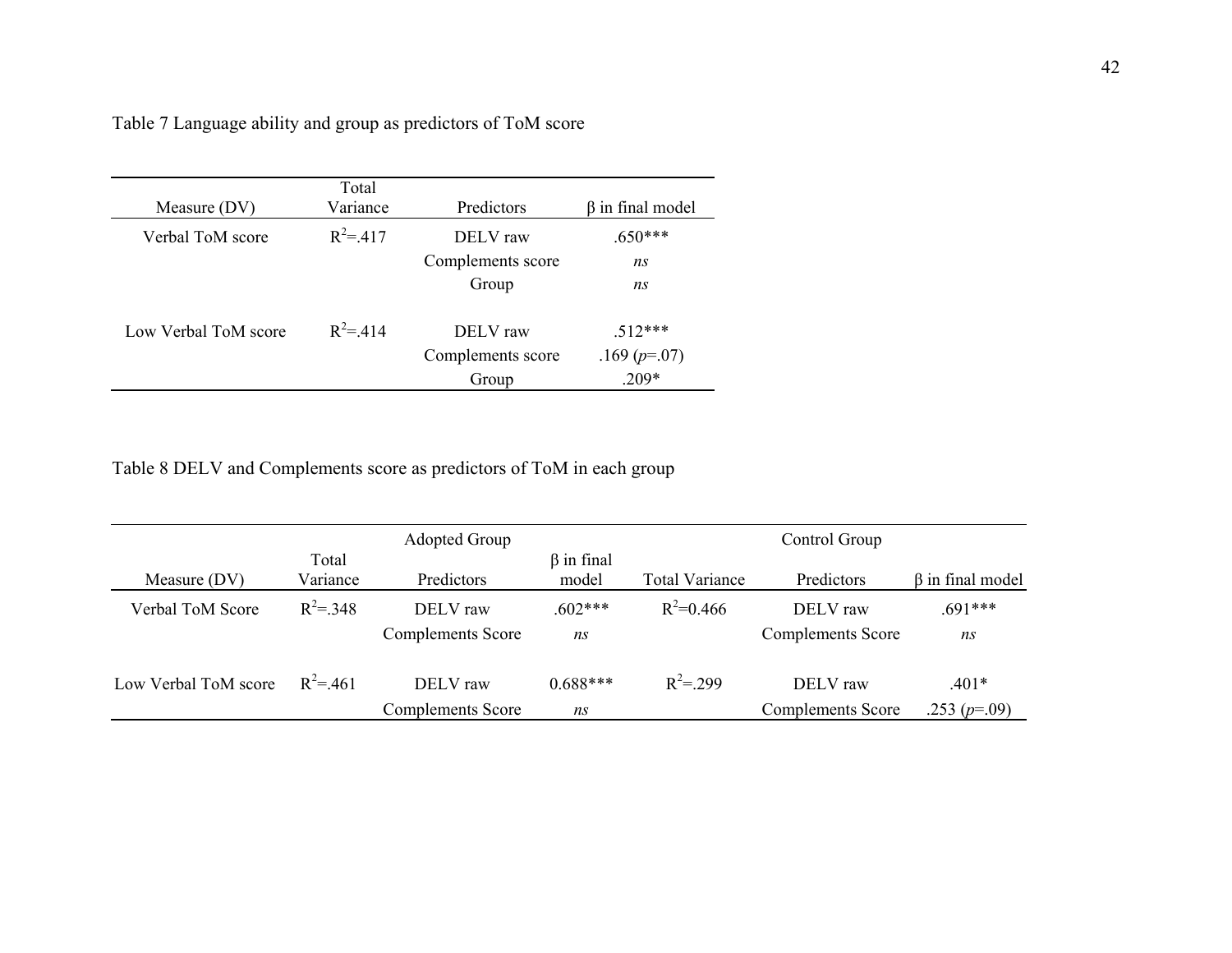Table 7 Language ability and group as predictors of ToM score

| Measure (DV) | Total Variance | Predictors | β in final model |
|---|---|---|---|
| Verbal ToM score | $R^2$=.417 | DELV raw | .650*** |
| | | Complements score | *ns* |
| | | Group | *ns* |
| Low Verbal ToM score | $R^2$=.414 | DELV raw | .512*** |
| | | Complements score | .169 (*p*=.07) |
| | | Group | .209* |

Table 8 DELV and Complements score as predictors of ToM in each group

| | Adopted Group | | | Control Group | | |
|---|---|---|---|---|---|---|
| Measure (DV) | Total Variance | Predictors | β in final model | Total Variance | Predictors | β in final model |
| Verbal ToM Score | $R^2$=.348 | DELV raw | .602*** | $R^2$=0.466 | DELV raw | .691*** |
| | | Complements Score | *ns* | | Complements Score | *ns* |
| Low Verbal ToM score | $R^2$=.461 | DELV raw | 0.688*** | $R^2$=.299 | DELV raw | .401* |
| | | Complements Score | *ns* | | Complements Score | .253 (*p*=.09) |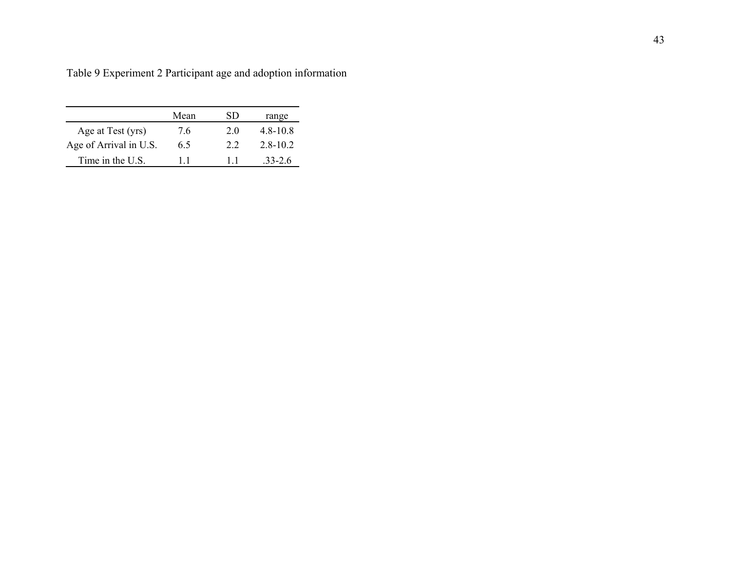Table 9 Experiment 2 Participant age and adoption information

| | Mean | SD | range |
|---|---|---|---|
| Age at Test (yrs) | 7.6 | 2.0 | 4.8-10.8 |
| Age of Arrival in U.S. | 6.5 | 2.2 | 2.8-10.2 |
| Time in the U.S. | 1.1 | 1.1 | .33-2.6 |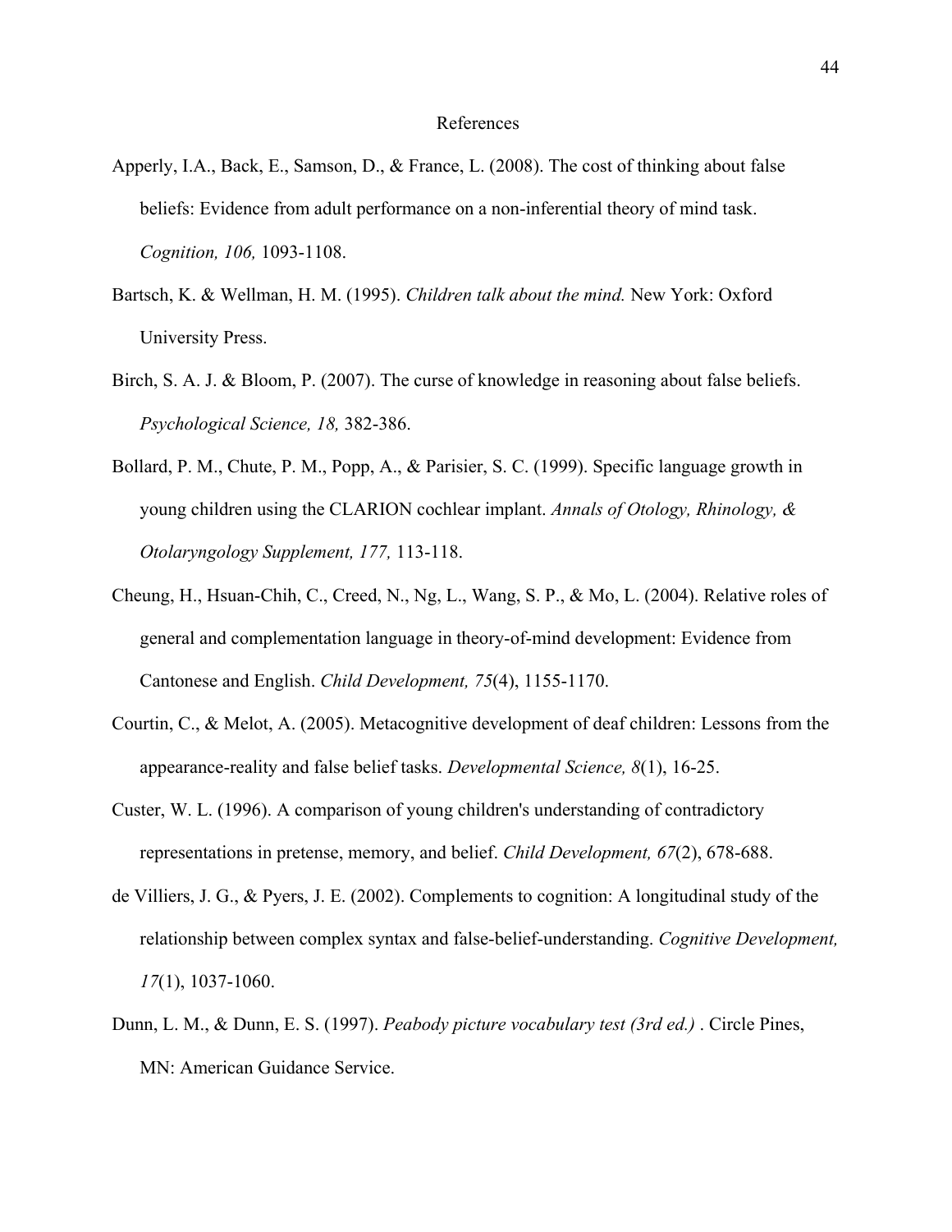# References

Apperly, I.A., Back, E., Samson, D., & France, L. (2008). The cost of thinking about false beliefs: Evidence from adult performance on a non-inferential theory of mind task. *Cognition, 106,* 1093-1108.

Bartsch, K. & Wellman, H. M. (1995). *Children talk about the mind.* New York: Oxford University Press.

Birch, S. A. J. & Bloom, P. (2007). The curse of knowledge in reasoning about false beliefs. *Psychological Science, 18,* 382-386.

Bollard, P. M., Chute, P. M., Popp, A., & Parisier, S. C. (1999). Specific language growth in young children using the CLARION cochlear implant. *Annals of Otology, Rhinology, & Otolaryngology Supplement, 177,* 113-118.

Cheung, H., Hsuan-Chih, C., Creed, N., Ng, L., Wang, S. P., & Mo, L. (2004). Relative roles of general and complementation language in theory-of-mind development: Evidence from Cantonese and English. *Child Development, 75*(4), 1155-1170.

Courtin, C., & Melot, A. (2005). Metacognitive development of deaf children: Lessons from the appearance-reality and false belief tasks. *Developmental Science, 8*(1), 16-25.

Custer, W. L. (1996). A comparison of young children's understanding of contradictory representations in pretense, memory, and belief. *Child Development, 67*(2), 678-688.

de Villiers, J. G., & Pyers, J. E. (2002). Complements to cognition: A longitudinal study of the relationship between complex syntax and false-belief-understanding. *Cognitive Development, 17*(1), 1037-1060.

Dunn, L. M., & Dunn, E. S. (1997). *Peabody picture vocabulary test (3rd ed.)* . Circle Pines, MN: American Guidance Service.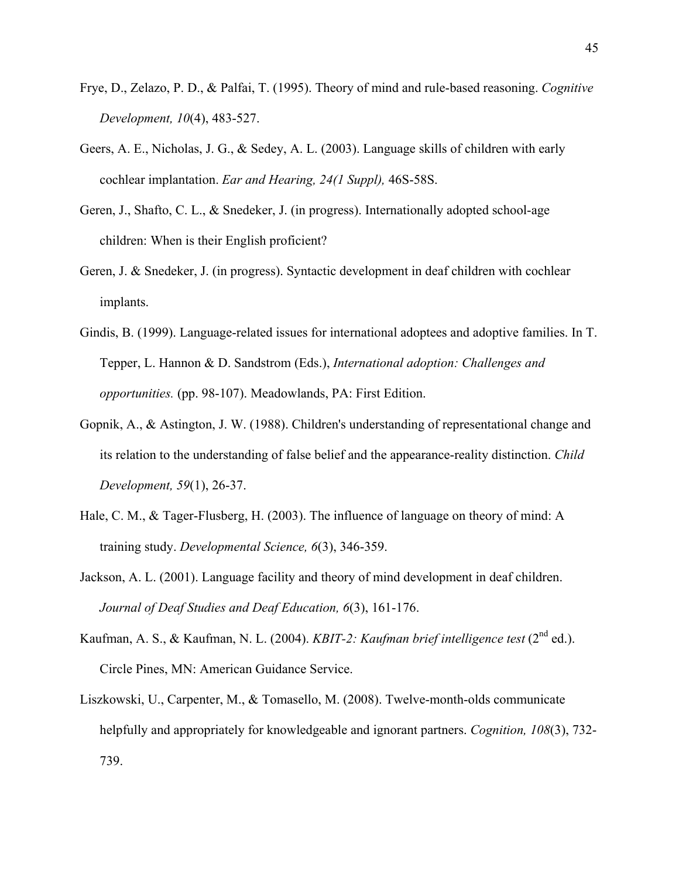Frye, D., Zelazo, P. D., & Palfai, T. (1995). Theory of mind and rule-based reasoning. *Cognitive Development, 10*(4), 483-527.

Geers, A. E., Nicholas, J. G., & Sedey, A. L. (2003). Language skills of children with early cochlear implantation. *Ear and Hearing, 24(1 Suppl),* 46S-58S.

Geren, J., Shafto, C. L., & Snedeker, J. (in progress). Internationally adopted school-age children: When is their English proficient?

Geren, J. & Snedeker, J. (in progress). Syntactic development in deaf children with cochlear implants.

Gindis, B. (1999). Language-related issues for international adoptees and adoptive families. In T. Tepper, L. Hannon & D. Sandstrom (Eds.), *International adoption: Challenges and opportunities.* (pp. 98-107). Meadowlands, PA: First Edition.

Gopnik, A., & Astington, J. W. (1988). Children's understanding of representational change and its relation to the understanding of false belief and the appearance-reality distinction. *Child Development, 59*(1), 26-37.

Hale, C. M., & Tager-Flusberg, H. (2003). The influence of language on theory of mind: A training study. *Developmental Science, 6*(3), 346-359.

Jackson, A. L. (2001). Language facility and theory of mind development in deaf children. *Journal of Deaf Studies and Deaf Education, 6*(3), 161-176.

Kaufman, A. S., & Kaufman, N. L. (2004). *KBIT-2: Kaufman brief intelligence test* (2nd ed.). Circle Pines, MN: American Guidance Service.

Liszkowski, U., Carpenter, M., & Tomasello, M. (2008). Twelve-month-olds communicate helpfully and appropriately for knowledgeable and ignorant partners. *Cognition, 108*(3), 732-739.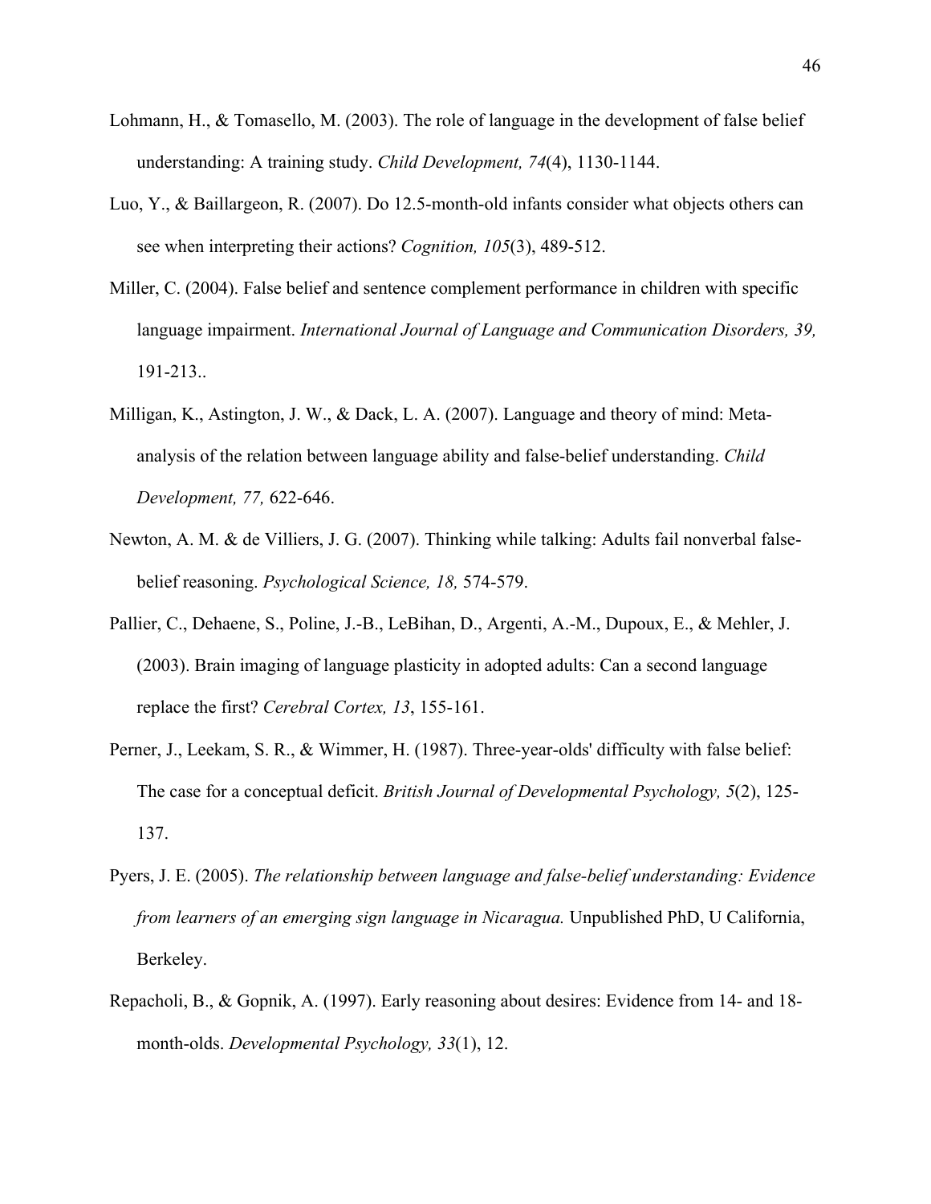Lohmann, H., & Tomasello, M. (2003). The role of language in the development of false belief understanding: A training study. *Child Development, 74*(4), 1130-1144.

Luo, Y., & Baillargeon, R. (2007). Do 12.5-month-old infants consider what objects others can see when interpreting their actions? *Cognition, 105*(3), 489-512.

Miller, C. (2004). False belief and sentence complement performance in children with specific language impairment. *International Journal of Language and Communication Disorders, 39,* 191-213..

Milligan, K., Astington, J. W., & Dack, L. A. (2007). Language and theory of mind: Meta-analysis of the relation between language ability and false-belief understanding. *Child Development, 77,* 622-646.

Newton, A. M. & de Villiers, J. G. (2007). Thinking while talking: Adults fail nonverbal false-belief reasoning. *Psychological Science, 18,* 574-579.

Pallier, C., Dehaene, S., Poline, J.-B., LeBihan, D., Argenti, A.-M., Dupoux, E., & Mehler, J. (2003). Brain imaging of language plasticity in adopted adults: Can a second language replace the first? *Cerebral Cortex, 13*, 155-161.

Perner, J., Leekam, S. R., & Wimmer, H. (1987). Three-year-olds' difficulty with false belief: The case for a conceptual deficit. *British Journal of Developmental Psychology, 5*(2), 125-137.

Pyers, J. E. (2005). *The relationship between language and false-belief understanding: Evidence from learners of an emerging sign language in Nicaragua.* Unpublished PhD, U California, Berkeley.

Repacholi, B., & Gopnik, A. (1997). Early reasoning about desires: Evidence from 14- and 18-month-olds. *Developmental Psychology, 33*(1), 12.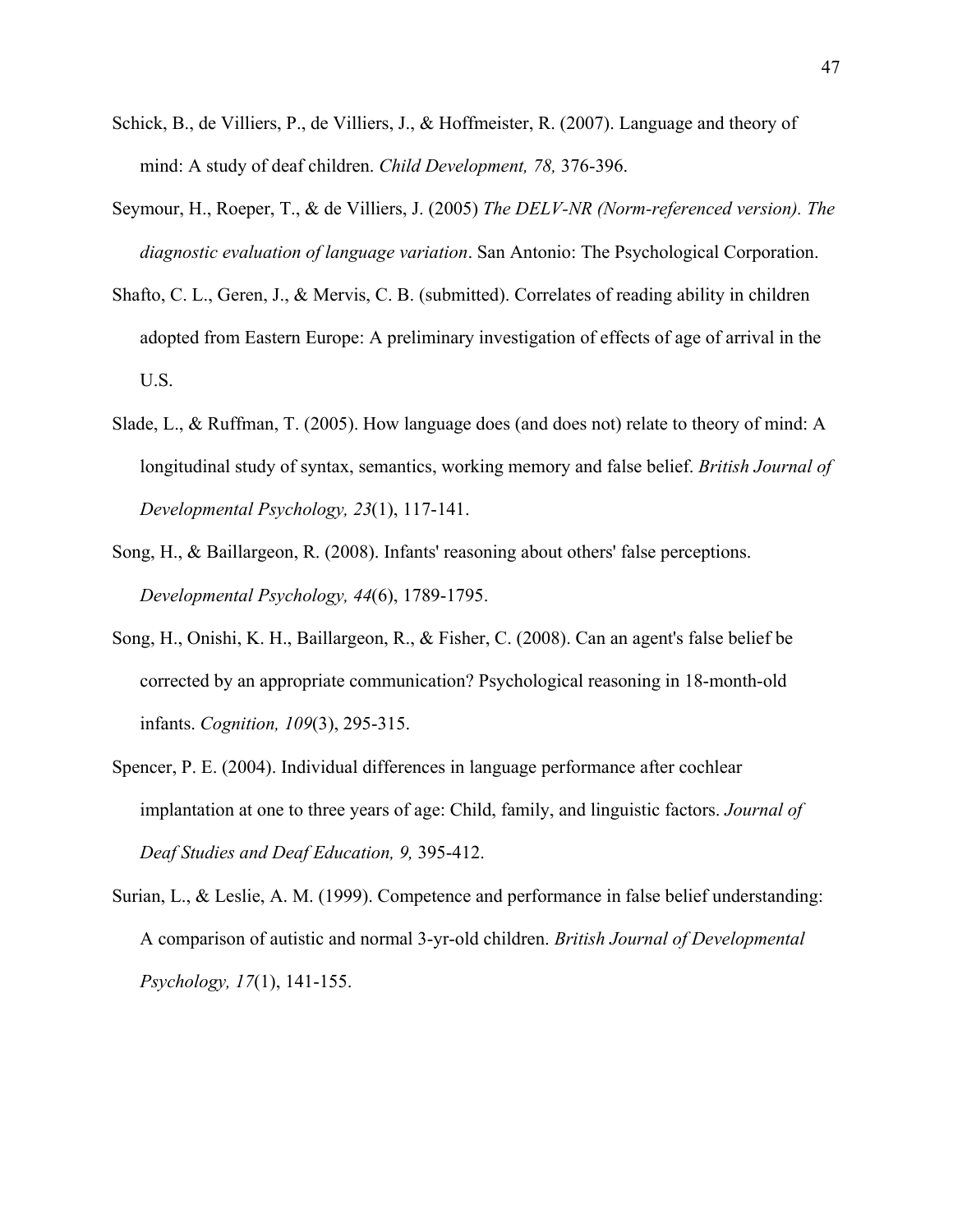Schick, B., de Villiers, P., de Villiers, J., & Hoffmeister, R. (2007). Language and theory of mind: A study of deaf children. *Child Development, 78,* 376-396.

Seymour, H., Roeper, T., & de Villiers, J. (2005) *The DELV-NR (Norm-referenced version). The diagnostic evaluation of language variation*. San Antonio: The Psychological Corporation.

Shafto, C. L., Geren, J., & Mervis, C. B. (submitted). Correlates of reading ability in children adopted from Eastern Europe: A preliminary investigation of effects of age of arrival in the U.S.

Slade, L., & Ruffman, T. (2005). How language does (and does not) relate to theory of mind: A longitudinal study of syntax, semantics, working memory and false belief. *British Journal of Developmental Psychology, 23*(1), 117-141.

Song, H., & Baillargeon, R. (2008). Infants' reasoning about others' false perceptions. *Developmental Psychology, 44*(6), 1789-1795.

Song, H., Onishi, K. H., Baillargeon, R., & Fisher, C. (2008). Can an agent's false belief be corrected by an appropriate communication? Psychological reasoning in 18-month-old infants. *Cognition, 109*(3), 295-315.

Spencer, P. E. (2004). Individual differences in language performance after cochlear implantation at one to three years of age: Child, family, and linguistic factors. *Journal of Deaf Studies and Deaf Education, 9,* 395-412.

Surian, L., & Leslie, A. M. (1999). Competence and performance in false belief understanding: A comparison of autistic and normal 3-yr-old children. *British Journal of Developmental Psychology, 17*(1), 141-155.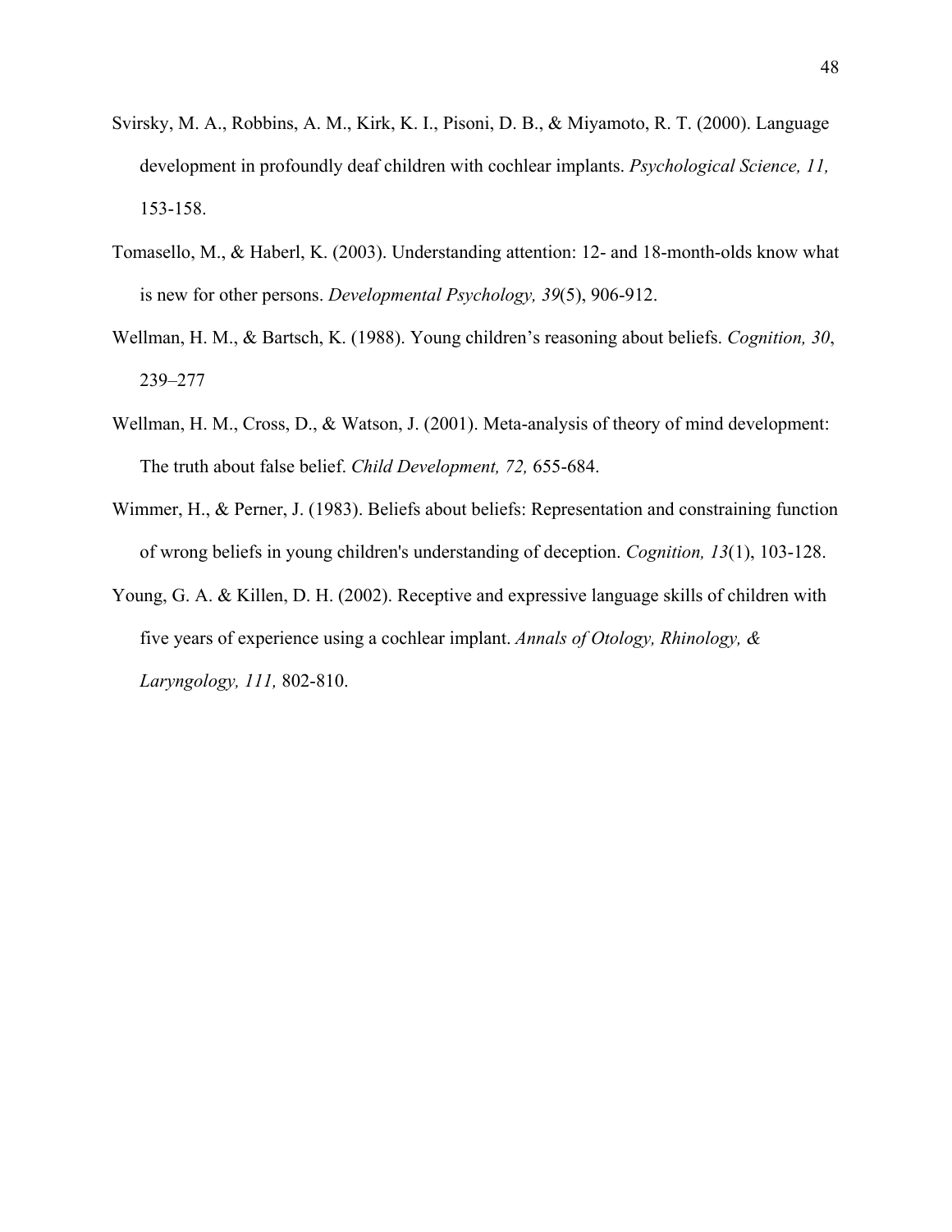Svirsky, M. A., Robbins, A. M., Kirk, K. I., Pisoni, D. B., & Miyamoto, R. T. (2000). Language development in profoundly deaf children with cochlear implants. *Psychological Science, 11,* 153-158.

Tomasello, M., & Haberl, K. (2003). Understanding attention: 12- and 18-month-olds know what is new for other persons. *Developmental Psychology, 39*(5), 906-912.

Wellman, H. M., & Bartsch, K. (1988). Young children's reasoning about beliefs. *Cognition, 30*, 239–277

Wellman, H. M., Cross, D., & Watson, J. (2001). Meta-analysis of theory of mind development: The truth about false belief. *Child Development, 72,* 655-684.

Wimmer, H., & Perner, J. (1983). Beliefs about beliefs: Representation and constraining function of wrong beliefs in young children's understanding of deception. *Cognition, 13*(1), 103-128.

Young, G. A. & Killen, D. H. (2002). Receptive and expressive language skills of children with five years of experience using a cochlear implant. *Annals of Otology, Rhinology, & Laryngology, 111,* 802-810.